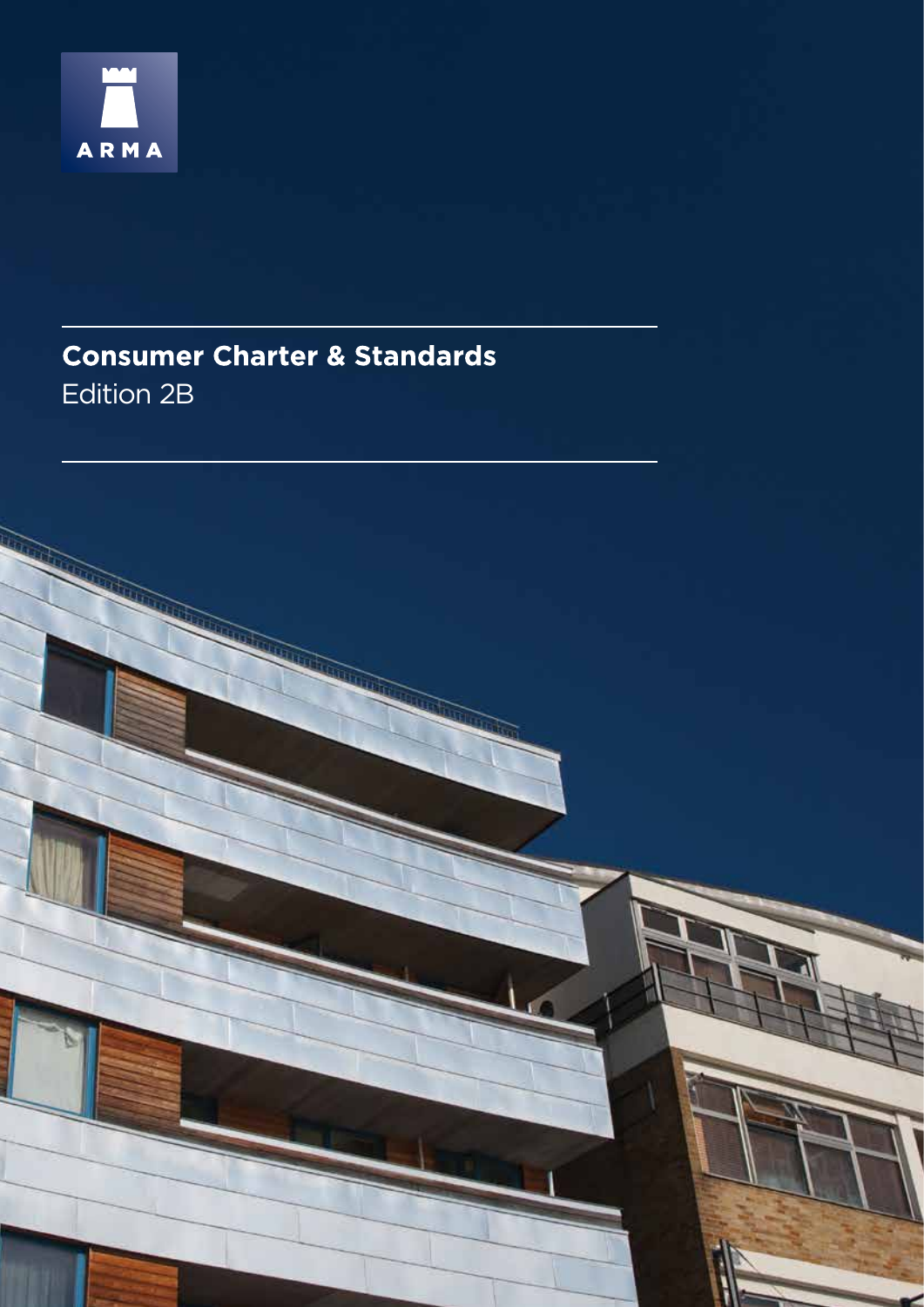ARMA

# Consumer Charter & Standards

Edition 2B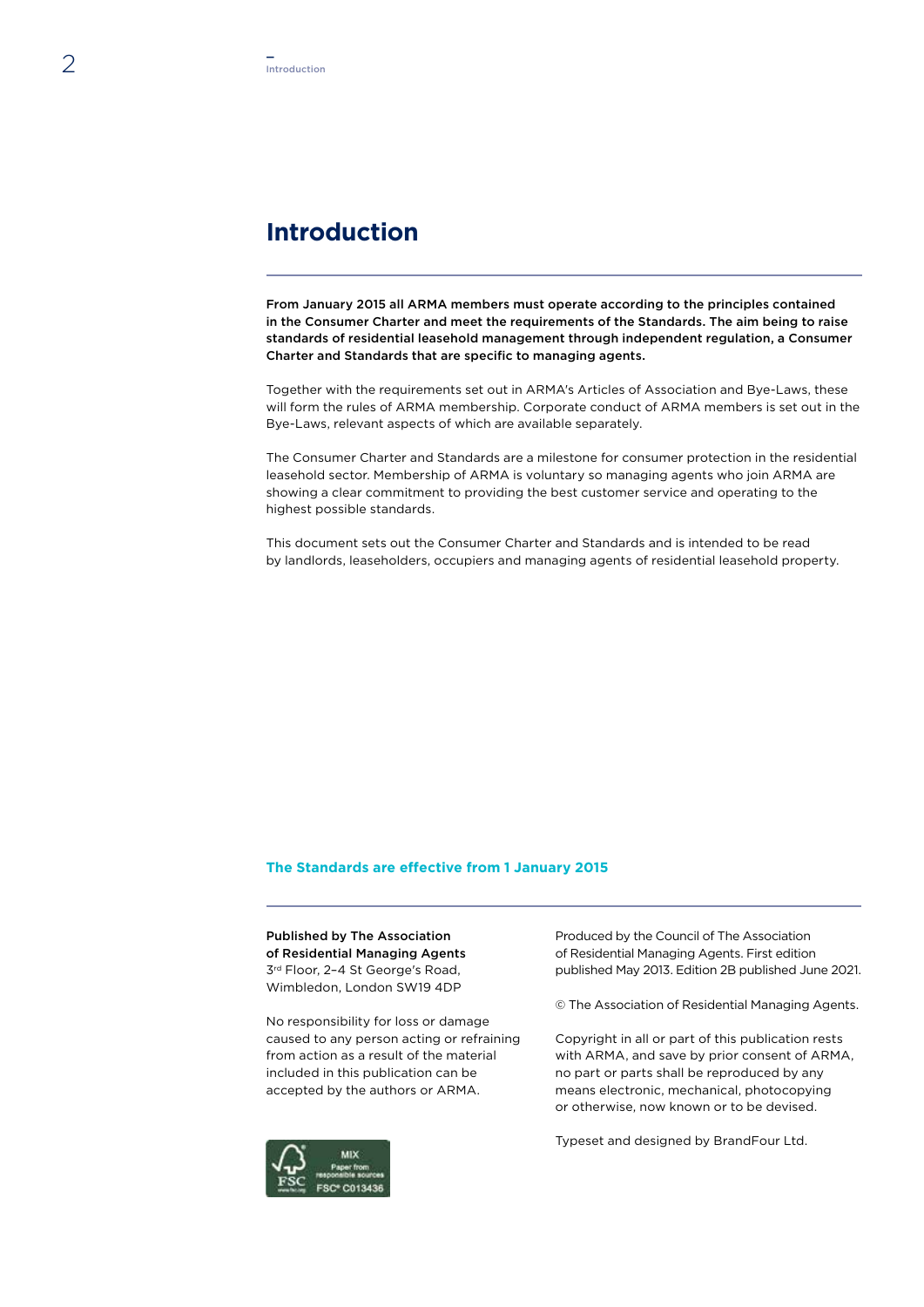# Introduction

**From January 2015 all ARMA members must operate according to the principles contained in the Consumer Charter and meet the requirements of the Standards. The aim being to raise standards of residential leasehold management through independent regulation, a Consumer Charter and Standards that are specific to managing agents.**

Together with the requirements set out in ARMA's Articles of Association and Bye-Laws, these will form the rules of ARMA membership. Corporate conduct of ARMA members is set out in the Bye-Laws, relevant aspects of which are available separately.

The Consumer Charter and Standards are a milestone for consumer protection in the residential leasehold sector. Membership of ARMA is voluntary so managing agents who join ARMA are showing a clear commitment to providing the best customer service and operating to the highest possible standards.

This document sets out the Consumer Charter and Standards and is intended to be read by landlords, leaseholders, occupiers and managing agents of residential leasehold property.

**The Standards are effective from 1 January 2015**

**Published by The Association of Residential Managing Agents**
3rd Floor, 2–4 St George's Road,
Wimbledon, London SW19 4DP

No responsibility for loss or damage caused to any person acting or refraining from action as a result of the material included in this publication can be accepted by the authors or ARMA.

MIX
Paper from responsible sources
FSC® C013436

Produced by the Council of The Association of Residential Managing Agents. First edition published May 2013. Edition 2B published June 2021.

© The Association of Residential Managing Agents.

Copyright in all or part of this publication rests with ARMA, and save by prior consent of ARMA, no part or parts shall be reproduced by any means electronic, mechanical, photocopying or otherwise, now known or to be devised.

Typeset and designed by BrandFour Ltd.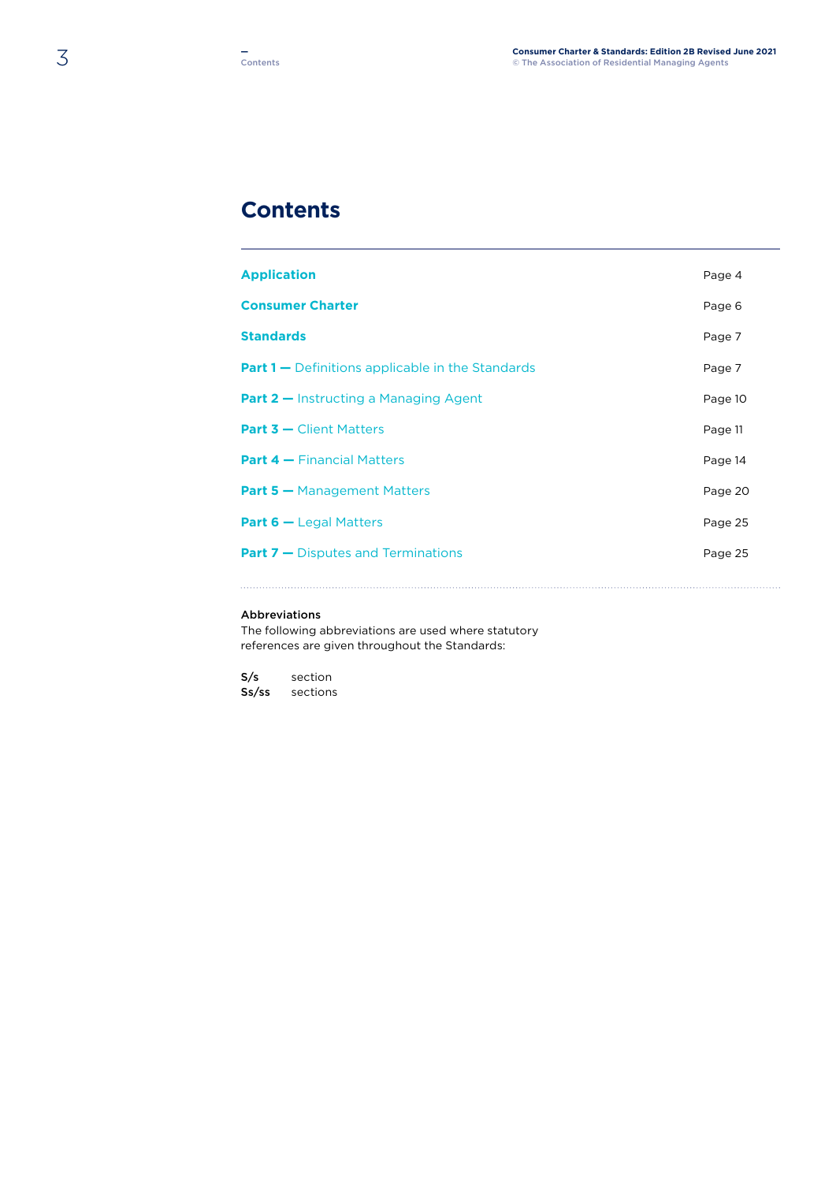# Contents

| | |
|---|---|
| **Application** | Page 4 |
| **Consumer Charter** | Page 6 |
| **Standards** | Page 7 |
| **Part 1 —** Definitions applicable in the Standards | Page 7 |
| **Part 2 —** Instructing a Managing Agent | Page 10 |
| **Part 3 —** Client Matters | Page 11 |
| **Part 4 —** Financial Matters | Page 14 |
| **Part 5 —** Management Matters | Page 20 |
| **Part 6 —** Legal Matters | Page 25 |
| **Part 7 —** Disputes and Terminations | Page 25 |

**Abbreviations**

The following abbreviations are used where statutory references are given throughout the Standards:

**S/s** section
**Ss/ss** sections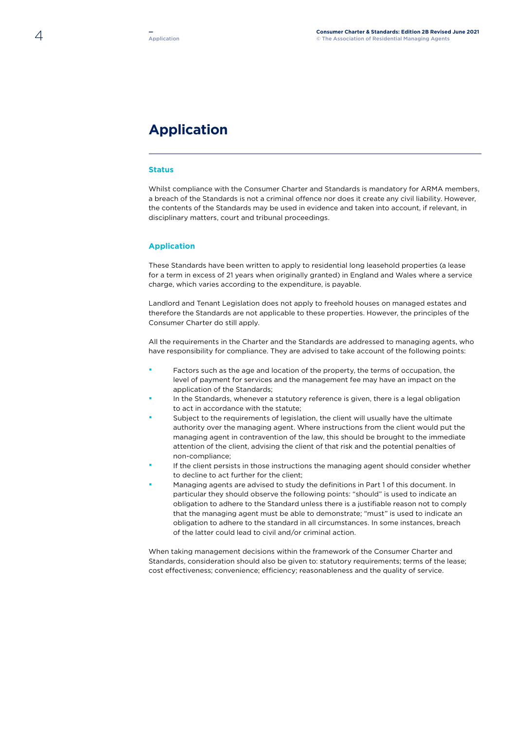# Application

## Status

Whilst compliance with the Consumer Charter and Standards is mandatory for ARMA members, a breach of the Standards is not a criminal offence nor does it create any civil liability. However, the contents of the Standards may be used in evidence and taken into account, if relevant, in disciplinary matters, court and tribunal proceedings.

## Application

These Standards have been written to apply to residential long leasehold properties (a lease for a term in excess of 21 years when originally granted) in England and Wales where a service charge, which varies according to the expenditure, is payable.

Landlord and Tenant Legislation does not apply to freehold houses on managed estates and therefore the Standards are not applicable to these properties. However, the principles of the Consumer Charter do still apply.

All the requirements in the Charter and the Standards are addressed to managing agents, who have responsibility for compliance. They are advised to take account of the following points:

- Factors such as the age and location of the property, the terms of occupation, the level of payment for services and the management fee may have an impact on the application of the Standards;
- In the Standards, whenever a statutory reference is given, there is a legal obligation to act in accordance with the statute;
- Subject to the requirements of legislation, the client will usually have the ultimate authority over the managing agent. Where instructions from the client would put the managing agent in contravention of the law, this should be brought to the immediate attention of the client, advising the client of that risk and the potential penalties of non-compliance;
- If the client persists in those instructions the managing agent should consider whether to decline to act further for the client;
- Managing agents are advised to study the definitions in Part 1 of this document. In particular they should observe the following points: "should" is used to indicate an obligation to adhere to the Standard unless there is a justifiable reason not to comply that the managing agent must be able to demonstrate; "must" is used to indicate an obligation to adhere to the standard in all circumstances. In some instances, breach of the latter could lead to civil and/or criminal action.

When taking management decisions within the framework of the Consumer Charter and Standards, consideration should also be given to: statutory requirements; terms of the lease; cost effectiveness; convenience; efficiency; reasonableness and the quality of service.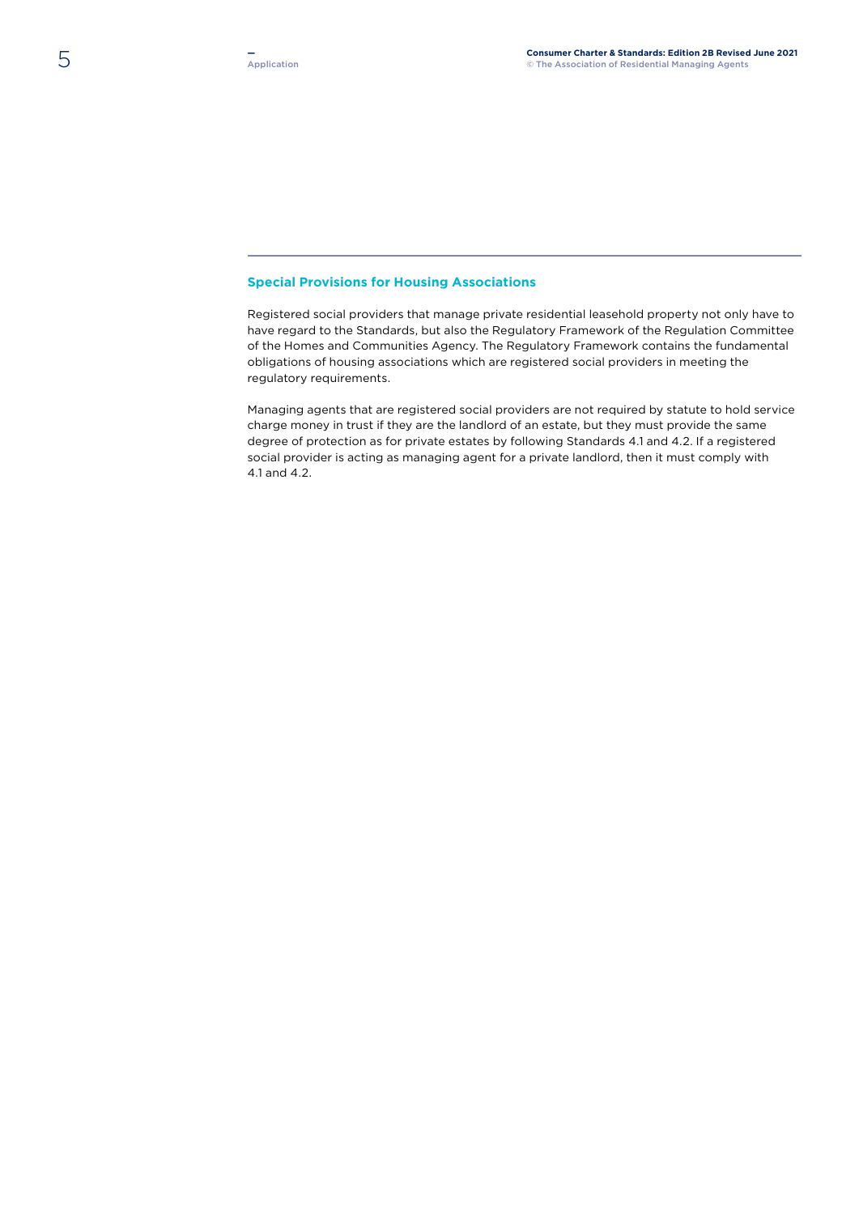## Special Provisions for Housing Associations

Registered social providers that manage private residential leasehold property not only have to have regard to the Standards, but also the Regulatory Framework of the Regulation Committee of the Homes and Communities Agency. The Regulatory Framework contains the fundamental obligations of housing associations which are registered social providers in meeting the regulatory requirements.

Managing agents that are registered social providers are not required by statute to hold service charge money in trust if they are the landlord of an estate, but they must provide the same degree of protection as for private estates by following Standards 4.1 and 4.2. If a registered social provider is acting as managing agent for a private landlord, then it must comply with 4.1 and 4.2.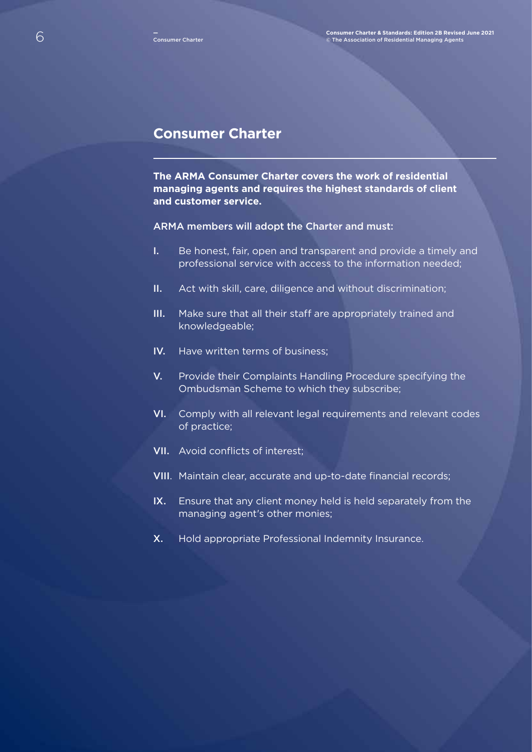## Consumer Charter

**The ARMA Consumer Charter covers the work of residential managing agents and requires the highest standards of client and customer service.**

ARMA members will adopt the Charter and must:

- **I.** Be honest, fair, open and transparent and provide a timely and professional service with access to the information needed;
- **II.** Act with skill, care, diligence and without discrimination;
- **III.** Make sure that all their staff are appropriately trained and knowledgeable;
- **IV.** Have written terms of business;
- **V.** Provide their Complaints Handling Procedure specifying the Ombudsman Scheme to which they subscribe;
- **VI.** Comply with all relevant legal requirements and relevant codes of practice;
- **VII.** Avoid conflicts of interest;
- **VIII**. Maintain clear, accurate and up-to-date financial records;
- **IX.** Ensure that any client money held is held separately from the managing agent's other monies;
- **X.** Hold appropriate Professional Indemnity Insurance.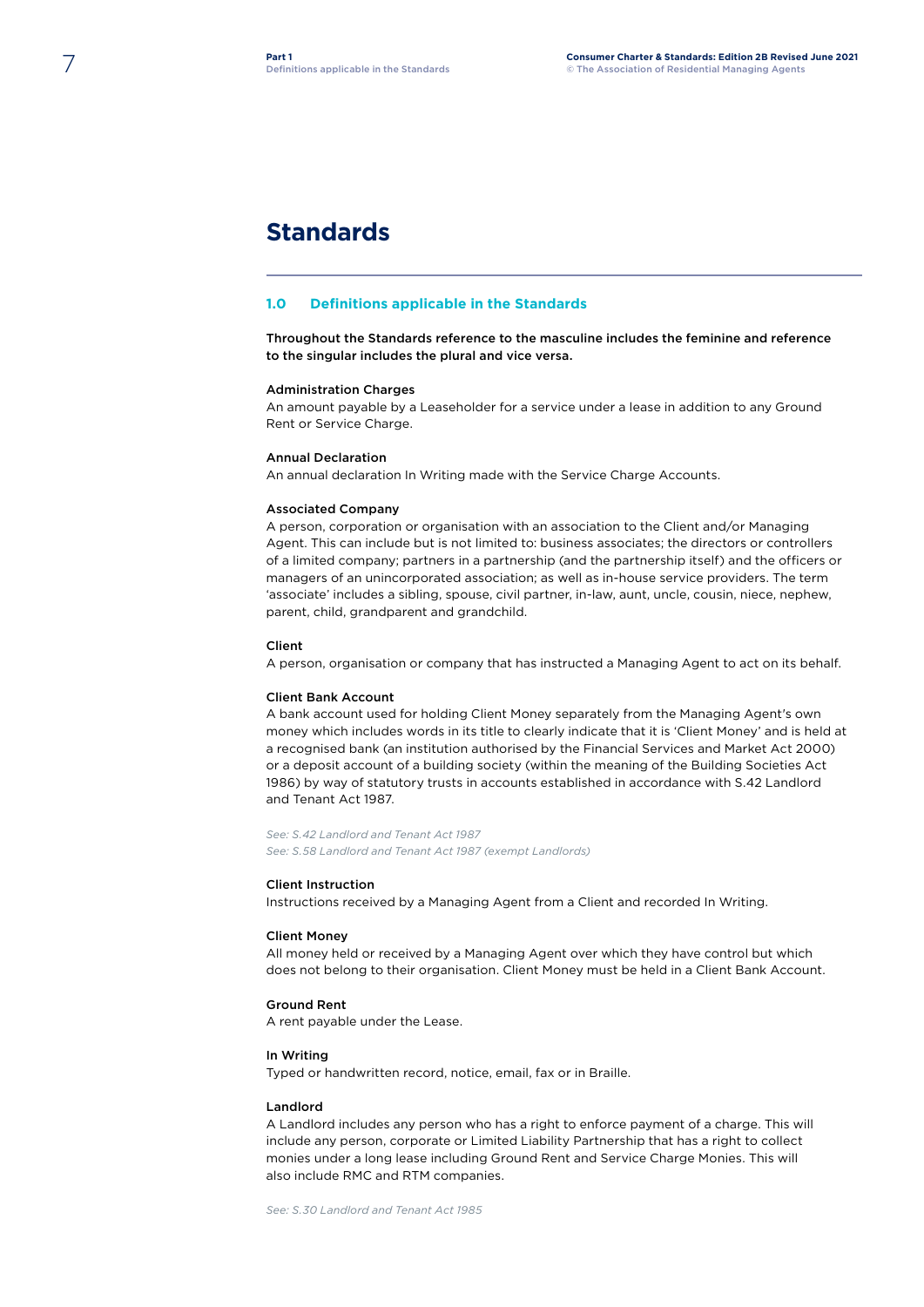# Standards

## 1.0 Definitions applicable in the Standards

**Throughout the Standards reference to the masculine includes the feminine and reference to the singular includes the plural and vice versa.**

**Administration Charges**
An amount payable by a Leaseholder for a service under a lease in addition to any Ground Rent or Service Charge.

**Annual Declaration**
An annual declaration In Writing made with the Service Charge Accounts.

**Associated Company**
A person, corporation or organisation with an association to the Client and/or Managing Agent. This can include but is not limited to: business associates; the directors or controllers of a limited company; partners in a partnership (and the partnership itself) and the officers or managers of an unincorporated association; as well as in-house service providers. The term 'associate' includes a sibling, spouse, civil partner, in-law, aunt, uncle, cousin, niece, nephew, parent, child, grandparent and grandchild.

**Client**
A person, organisation or company that has instructed a Managing Agent to act on its behalf.

**Client Bank Account**
A bank account used for holding Client Money separately from the Managing Agent's own money which includes words in its title to clearly indicate that it is 'Client Money' and is held at a recognised bank (an institution authorised by the Financial Services and Market Act 2000) or a deposit account of a building society (within the meaning of the Building Societies Act 1986) by way of statutory trusts in accounts established in accordance with S.42 Landlord and Tenant Act 1987.

*See: S.42 Landlord and Tenant Act 1987*
*See: S.58 Landlord and Tenant Act 1987 (exempt Landlords)*

**Client Instruction**
Instructions received by a Managing Agent from a Client and recorded In Writing.

**Client Money**
All money held or received by a Managing Agent over which they have control but which does not belong to their organisation. Client Money must be held in a Client Bank Account.

**Ground Rent**
A rent payable under the Lease.

**In Writing**
Typed or handwritten record, notice, email, fax or in Braille.

**Landlord**
A Landlord includes any person who has a right to enforce payment of a charge. This will include any person, corporate or Limited Liability Partnership that has a right to collect monies under a long lease including Ground Rent and Service Charge Monies. This will also include RMC and RTM companies.

*See: S.30 Landlord and Tenant Act 1985*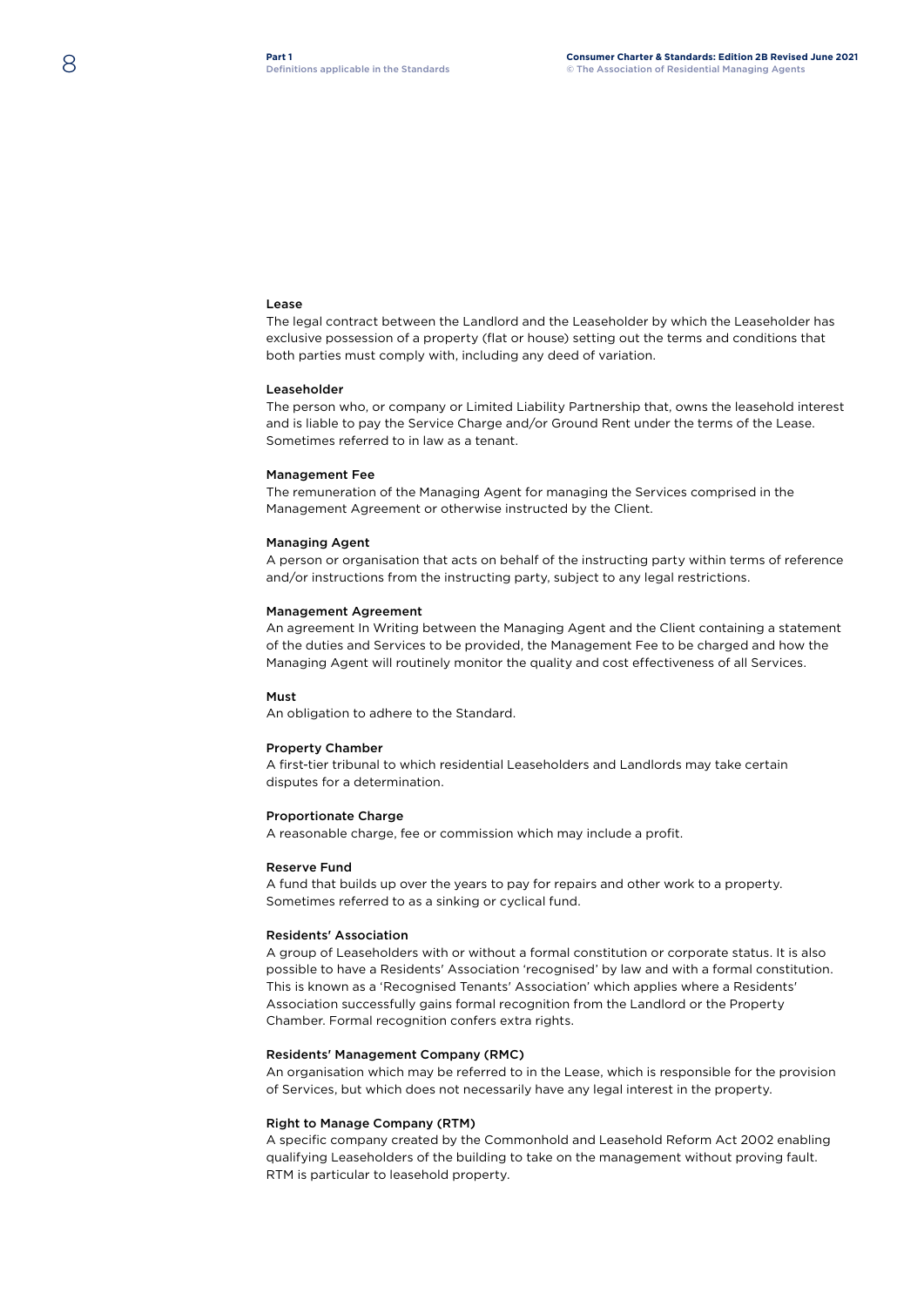### Lease

The legal contract between the Landlord and the Leaseholder by which the Leaseholder has exclusive possession of a property (flat or house) setting out the terms and conditions that both parties must comply with, including any deed of variation.

### Leaseholder

The person who, or company or Limited Liability Partnership that, owns the leasehold interest and is liable to pay the Service Charge and/or Ground Rent under the terms of the Lease. Sometimes referred to in law as a tenant.

### Management Fee

The remuneration of the Managing Agent for managing the Services comprised in the Management Agreement or otherwise instructed by the Client.

### Managing Agent

A person or organisation that acts on behalf of the instructing party within terms of reference and/or instructions from the instructing party, subject to any legal restrictions.

### Management Agreement

An agreement In Writing between the Managing Agent and the Client containing a statement of the duties and Services to be provided, the Management Fee to be charged and how the Managing Agent will routinely monitor the quality and cost effectiveness of all Services.

### Must

An obligation to adhere to the Standard.

### Property Chamber

A first-tier tribunal to which residential Leaseholders and Landlords may take certain disputes for a determination.

### Proportionate Charge

A reasonable charge, fee or commission which may include a profit.

### Reserve Fund

A fund that builds up over the years to pay for repairs and other work to a property. Sometimes referred to as a sinking or cyclical fund.

### Residents' Association

A group of Leaseholders with or without a formal constitution or corporate status. It is also possible to have a Residents' Association 'recognised' by law and with a formal constitution. This is known as a 'Recognised Tenants' Association' which applies where a Residents' Association successfully gains formal recognition from the Landlord or the Property Chamber. Formal recognition confers extra rights.

### Residents' Management Company (RMC)

An organisation which may be referred to in the Lease, which is responsible for the provision of Services, but which does not necessarily have any legal interest in the property.

### Right to Manage Company (RTM)

A specific company created by the Commonhold and Leasehold Reform Act 2002 enabling qualifying Leaseholders of the building to take on the management without proving fault. RTM is particular to leasehold property.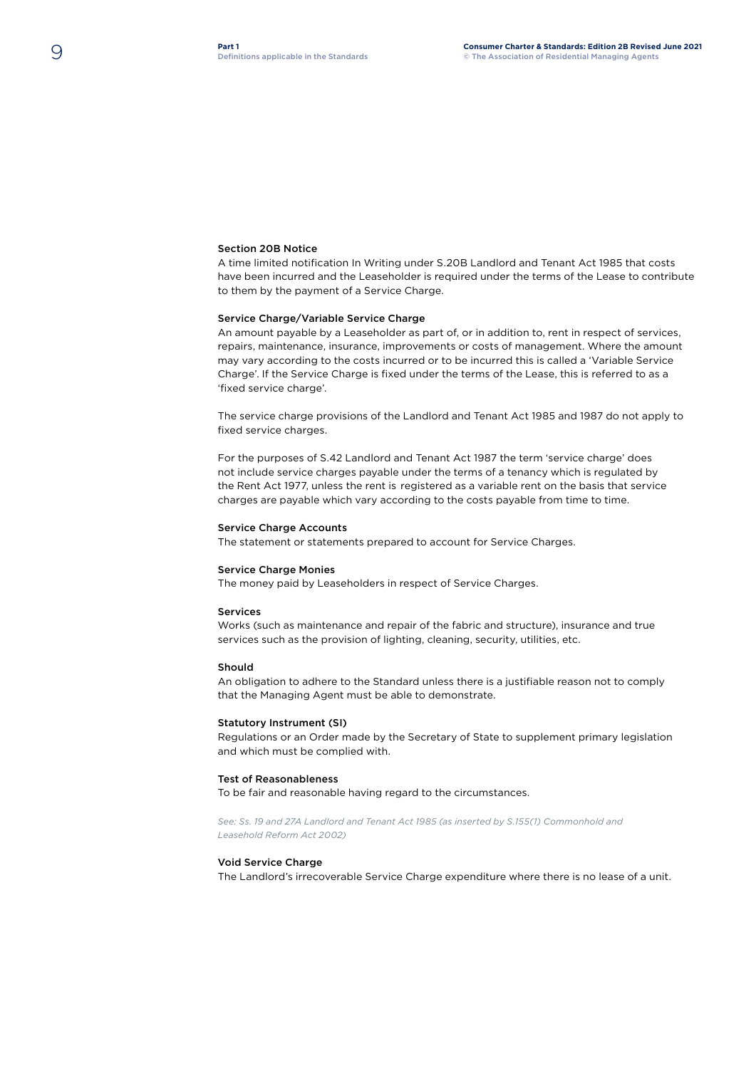### Section 20B Notice

A time limited notification In Writing under S.20B Landlord and Tenant Act 1985 that costs have been incurred and the Leaseholder is required under the terms of the Lease to contribute to them by the payment of a Service Charge.

### Service Charge/Variable Service Charge

An amount payable by a Leaseholder as part of, or in addition to, rent in respect of services, repairs, maintenance, insurance, improvements or costs of management. Where the amount may vary according to the costs incurred or to be incurred this is called a 'Variable Service Charge'. If the Service Charge is fixed under the terms of the Lease, this is referred to as a 'fixed service charge'.

The service charge provisions of the Landlord and Tenant Act 1985 and 1987 do not apply to fixed service charges.

For the purposes of S.42 Landlord and Tenant Act 1987 the term 'service charge' does not include service charges payable under the terms of a tenancy which is regulated by the Rent Act 1977, unless the rent is registered as a variable rent on the basis that service charges are payable which vary according to the costs payable from time to time.

### Service Charge Accounts

The statement or statements prepared to account for Service Charges.

### Service Charge Monies

The money paid by Leaseholders in respect of Service Charges.

### Services

Works (such as maintenance and repair of the fabric and structure), insurance and true services such as the provision of lighting, cleaning, security, utilities, etc.

### Should

An obligation to adhere to the Standard unless there is a justifiable reason not to comply that the Managing Agent must be able to demonstrate.

### Statutory Instrument (SI)

Regulations or an Order made by the Secretary of State to supplement primary legislation and which must be complied with.

### Test of Reasonableness

To be fair and reasonable having regard to the circumstances.

*See: Ss. 19 and 27A Landlord and Tenant Act 1985 (as inserted by S.155(1) Commonhold and Leasehold Reform Act 2002)*

### Void Service Charge

The Landlord's irrecoverable Service Charge expenditure where there is no lease of a unit.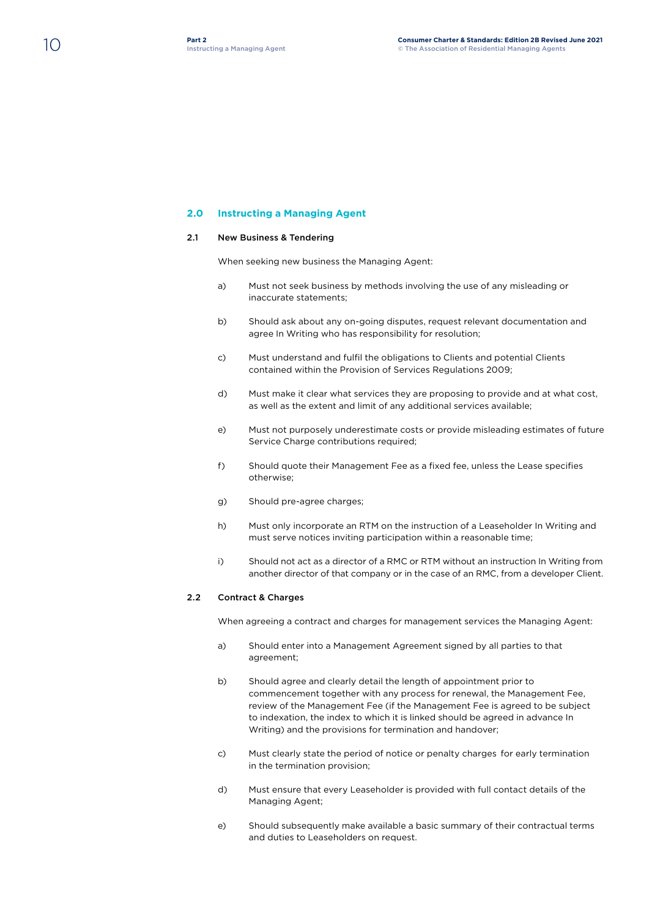## 2.0 Instructing a Managing Agent

### 2.1 New Business & Tendering

When seeking new business the Managing Agent:

a) Must not seek business by methods involving the use of any misleading or inaccurate statements;

b) Should ask about any on-going disputes, request relevant documentation and agree In Writing who has responsibility for resolution;

c) Must understand and fulfil the obligations to Clients and potential Clients contained within the Provision of Services Regulations 2009;

d) Must make it clear what services they are proposing to provide and at what cost, as well as the extent and limit of any additional services available;

e) Must not purposely underestimate costs or provide misleading estimates of future Service Charge contributions required;

f) Should quote their Management Fee as a fixed fee, unless the Lease specifies otherwise;

g) Should pre-agree charges;

h) Must only incorporate an RTM on the instruction of a Leaseholder In Writing and must serve notices inviting participation within a reasonable time;

i) Should not act as a director of a RMC or RTM without an instruction In Writing from another director of that company or in the case of an RMC, from a developer Client.

### 2.2 Contract & Charges

When agreeing a contract and charges for management services the Managing Agent:

a) Should enter into a Management Agreement signed by all parties to that agreement;

b) Should agree and clearly detail the length of appointment prior to commencement together with any process for renewal, the Management Fee, review of the Management Fee (if the Management Fee is agreed to be subject to indexation, the index to which it is linked should be agreed in advance In Writing) and the provisions for termination and handover;

c) Must clearly state the period of notice or penalty charges for early termination in the termination provision;

d) Must ensure that every Leaseholder is provided with full contact details of the Managing Agent;

e) Should subsequently make available a basic summary of their contractual terms and duties to Leaseholders on request.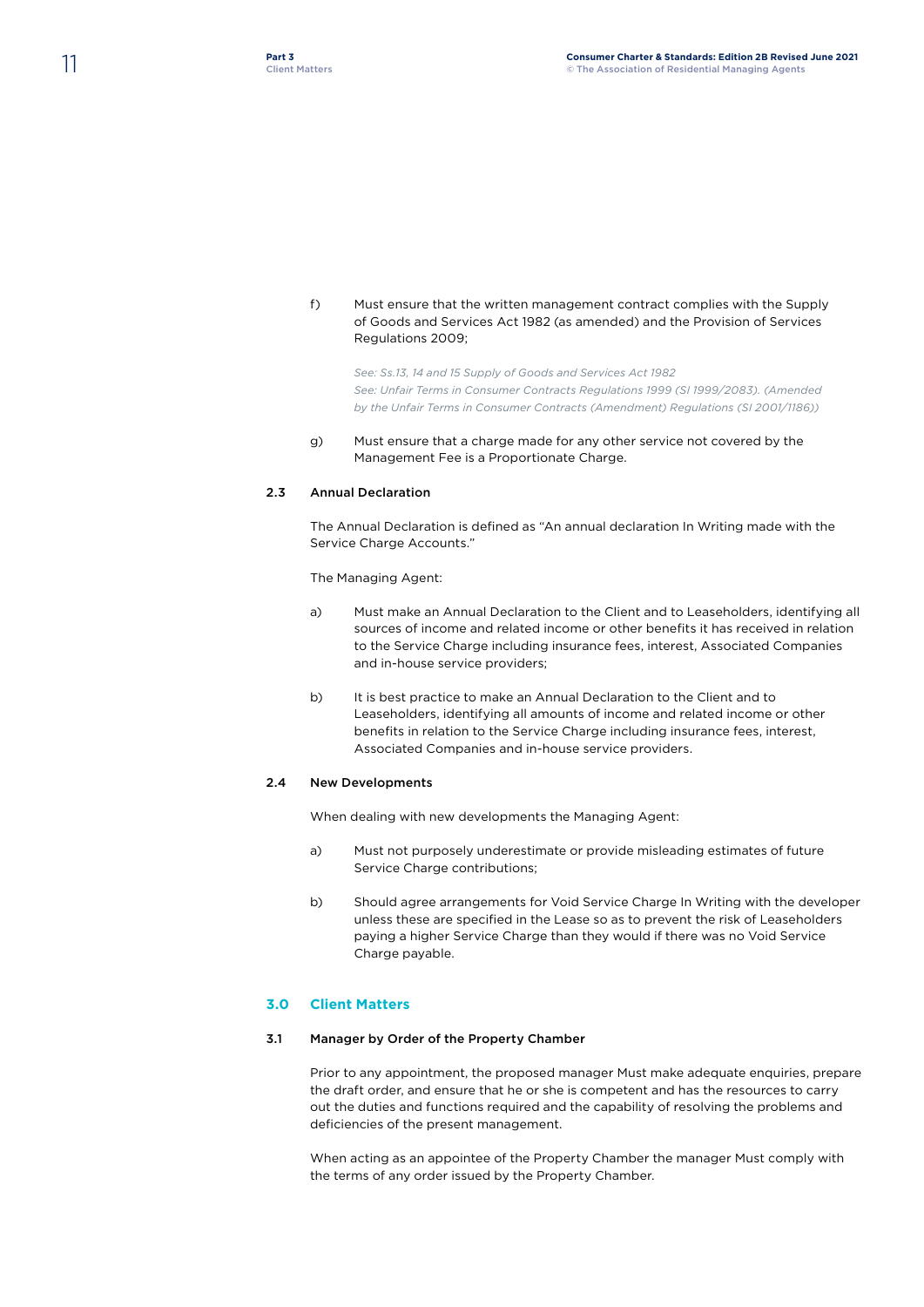f) Must ensure that the written management contract complies with the Supply of Goods and Services Act 1982 (as amended) and the Provision of Services Regulations 2009;

*See: Ss.13, 14 and 15 Supply of Goods and Services Act 1982*
*See: Unfair Terms in Consumer Contracts Regulations 1999 (SI 1999/2083). (Amended by the Unfair Terms in Consumer Contracts (Amendment) Regulations (SI 2001/1186))*

g) Must ensure that a charge made for any other service not covered by the Management Fee is a Proportionate Charge.

### 2.3 Annual Declaration

The Annual Declaration is defined as "An annual declaration In Writing made with the Service Charge Accounts."

The Managing Agent:

a) Must make an Annual Declaration to the Client and to Leaseholders, identifying all sources of income and related income or other benefits it has received in relation to the Service Charge including insurance fees, interest, Associated Companies and in-house service providers;

b) It is best practice to make an Annual Declaration to the Client and to Leaseholders, identifying all amounts of income and related income or other benefits in relation to the Service Charge including insurance fees, interest, Associated Companies and in-house service providers.

### 2.4 New Developments

When dealing with new developments the Managing Agent:

a) Must not purposely underestimate or provide misleading estimates of future Service Charge contributions;

b) Should agree arrangements for Void Service Charge In Writing with the developer unless these are specified in the Lease so as to prevent the risk of Leaseholders paying a higher Service Charge than they would if there was no Void Service Charge payable.

## 3.0 Client Matters

### 3.1 Manager by Order of the Property Chamber

Prior to any appointment, the proposed manager Must make adequate enquiries, prepare the draft order, and ensure that he or she is competent and has the resources to carry out the duties and functions required and the capability of resolving the problems and deficiencies of the present management.

When acting as an appointee of the Property Chamber the manager Must comply with the terms of any order issued by the Property Chamber.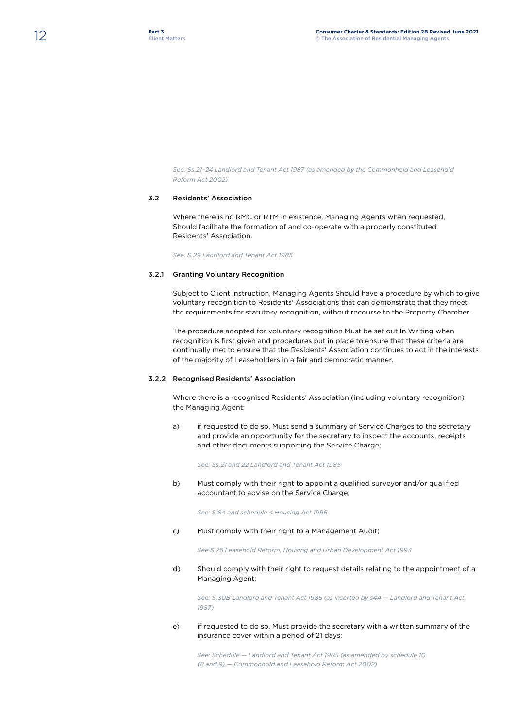*See: Ss.21–24 Landlord and Tenant Act 1987 (as amended by the Commonhold and Leasehold Reform Act 2002)*

### 3.2 Residents' Association

Where there is no RMC or RTM in existence, Managing Agents when requested, Should facilitate the formation of and co-operate with a properly constituted Residents' Association.

*See: S.29 Landlord and Tenant Act 1985*

#### 3.2.1 Granting Voluntary Recognition

Subject to Client instruction, Managing Agents Should have a procedure by which to give voluntary recognition to Residents' Associations that can demonstrate that they meet the requirements for statutory recognition, without recourse to the Property Chamber.

The procedure adopted for voluntary recognition Must be set out In Writing when recognition is first given and procedures put in place to ensure that these criteria are continually met to ensure that the Residents' Association continues to act in the interests of the majority of Leaseholders in a fair and democratic manner.

#### 3.2.2 Recognised Residents' Association

Where there is a recognised Residents' Association (including voluntary recognition) the Managing Agent:

a) if requested to do so, Must send a summary of Service Charges to the secretary and provide an opportunity for the secretary to inspect the accounts, receipts and other documents supporting the Service Charge;

   *See: Ss.21 and 22 Landlord and Tenant Act 1985*

b) Must comply with their right to appoint a qualified surveyor and/or qualified accountant to advise on the Service Charge;

   *See: S.84 and schedule 4 Housing Act 1996*

c) Must comply with their right to a Management Audit;

   *See S.76 Leasehold Reform, Housing and Urban Development Act 1993*

d) Should comply with their right to request details relating to the appointment of a Managing Agent;

   *See: S.30B Landlord and Tenant Act 1985 (as inserted by s44 — Landlord and Tenant Act 1987)*

e) if requested to do so, Must provide the secretary with a written summary of the insurance cover within a period of 21 days;

   *See: Schedule — Landlord and Tenant Act 1985 (as amended by schedule 10 (8 and 9) — Commonhold and Leasehold Reform Act 2002)*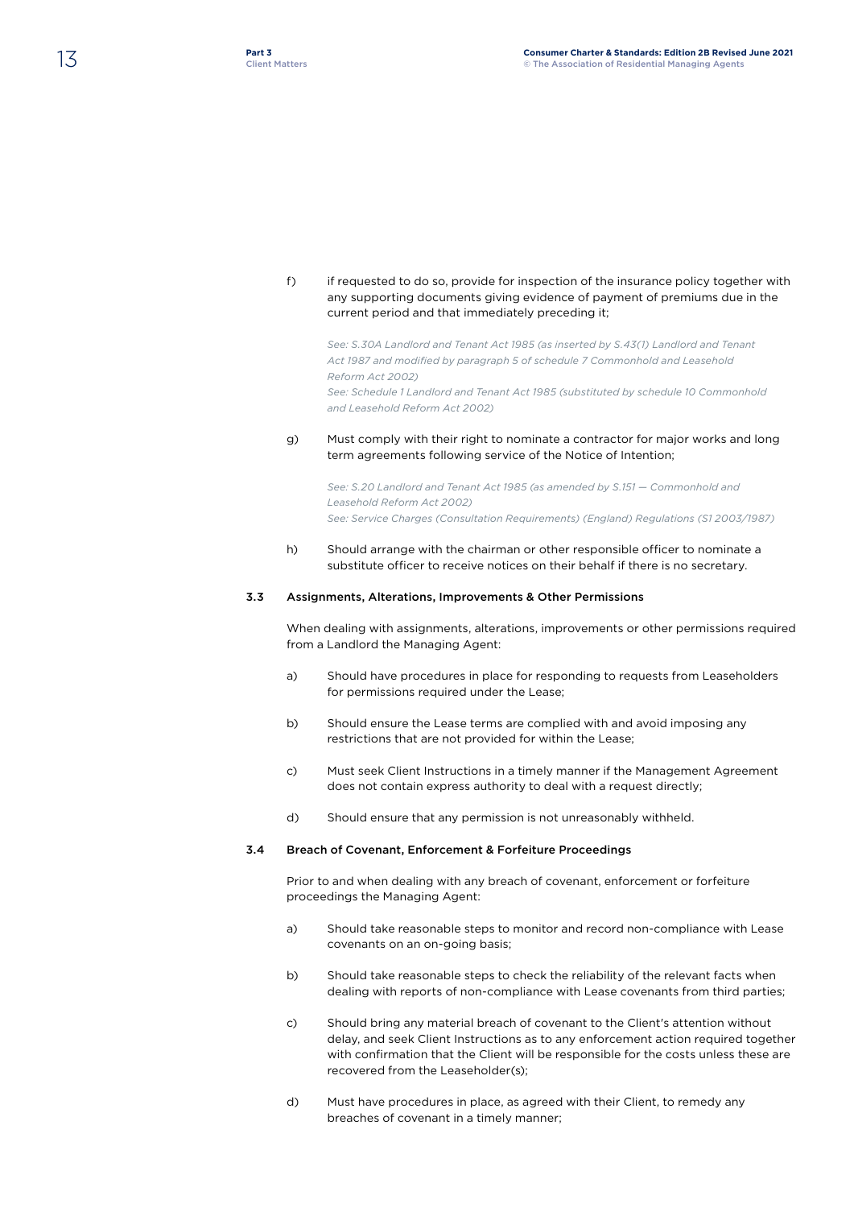f) if requested to do so, provide for inspection of the insurance policy together with any supporting documents giving evidence of payment of premiums due in the current period and that immediately preceding it;

*See: S.30A Landlord and Tenant Act 1985 (as inserted by S.43(1) Landlord and Tenant Act 1987 and modified by paragraph 5 of schedule 7 Commonhold and Leasehold Reform Act 2002)*
*See: Schedule 1 Landlord and Tenant Act 1985 (substituted by schedule 10 Commonhold and Leasehold Reform Act 2002)*

g) Must comply with their right to nominate a contractor for major works and long term agreements following service of the Notice of Intention;

*See: S.20 Landlord and Tenant Act 1985 (as amended by S.151 — Commonhold and Leasehold Reform Act 2002)*
*See: Service Charges (Consultation Requirements) (England) Regulations (S1 2003/1987)*

h) Should arrange with the chairman or other responsible officer to nominate a substitute officer to receive notices on their behalf if there is no secretary.

### 3.3 Assignments, Alterations, Improvements & Other Permissions

When dealing with assignments, alterations, improvements or other permissions required from a Landlord the Managing Agent:

a) Should have procedures in place for responding to requests from Leaseholders for permissions required under the Lease;

b) Should ensure the Lease terms are complied with and avoid imposing any restrictions that are not provided for within the Lease;

c) Must seek Client Instructions in a timely manner if the Management Agreement does not contain express authority to deal with a request directly;

d) Should ensure that any permission is not unreasonably withheld.

### 3.4 Breach of Covenant, Enforcement & Forfeiture Proceedings

Prior to and when dealing with any breach of covenant, enforcement or forfeiture proceedings the Managing Agent:

a) Should take reasonable steps to monitor and record non-compliance with Lease covenants on an on-going basis;

b) Should take reasonable steps to check the reliability of the relevant facts when dealing with reports of non-compliance with Lease covenants from third parties;

c) Should bring any material breach of covenant to the Client's attention without delay, and seek Client Instructions as to any enforcement action required together with confirmation that the Client will be responsible for the costs unless these are recovered from the Leaseholder(s);

d) Must have procedures in place, as agreed with their Client, to remedy any breaches of covenant in a timely manner;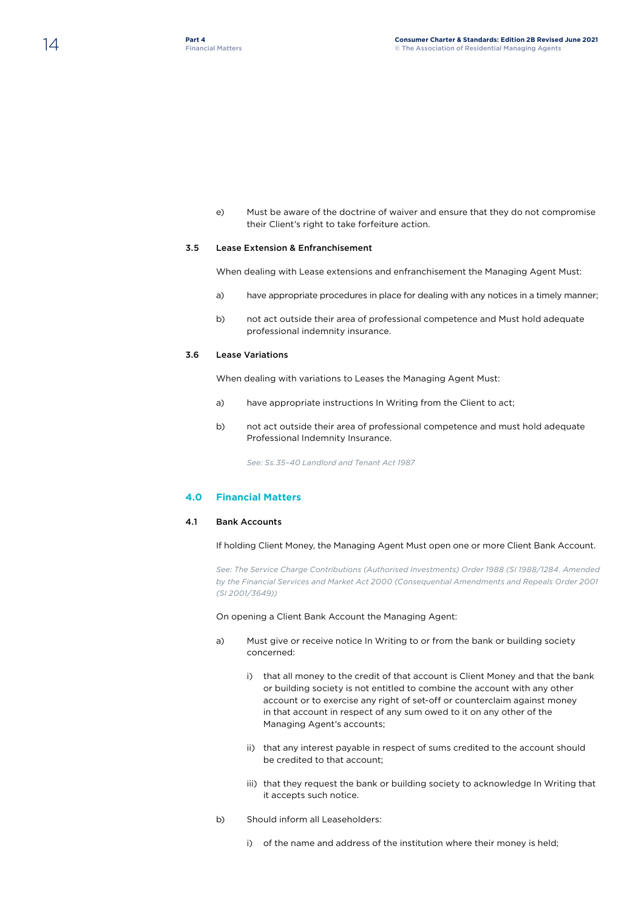e) Must be aware of the doctrine of waiver and ensure that they do not compromise their Client's right to take forfeiture action.

### 3.5 Lease Extension & Enfranchisement

When dealing with Lease extensions and enfranchisement the Managing Agent Must:

a) have appropriate procedures in place for dealing with any notices in a timely manner;

b) not act outside their area of professional competence and Must hold adequate professional indemnity insurance.

### 3.6 Lease Variations

When dealing with variations to Leases the Managing Agent Must:

a) have appropriate instructions In Writing from the Client to act;

b) not act outside their area of professional competence and must hold adequate Professional Indemnity Insurance.

*See: Ss.35–40 Landlord and Tenant Act 1987*

## 4.0 Financial Matters

### 4.1 Bank Accounts

If holding Client Money, the Managing Agent Must open one or more Client Bank Account.

*See: The Service Charge Contributions (Authorised Investments) Order 1988 (SI 1988/1284. Amended by the Financial Services and Market Act 2000 (Consequential Amendments and Repeals Order 2001 (SI 2001/3649))*

On opening a Client Bank Account the Managing Agent:

a) Must give or receive notice In Writing to or from the bank or building society concerned:

   i) that all money to the credit of that account is Client Money and that the bank or building society is not entitled to combine the account with any other account or to exercise any right of set-off or counterclaim against money in that account in respect of any sum owed to it on any other of the Managing Agent's accounts;

   ii) that any interest payable in respect of sums credited to the account should be credited to that account;

   iii) that they request the bank or building society to acknowledge In Writing that it accepts such notice.

b) Should inform all Leaseholders:

   i) of the name and address of the institution where their money is held;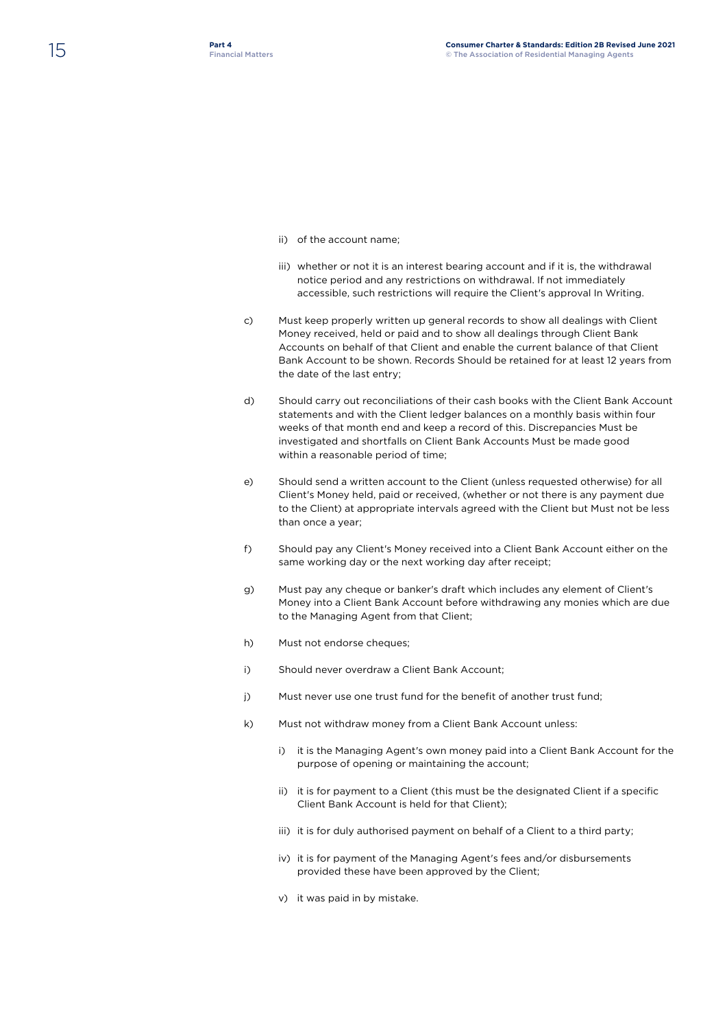ii) of the account name;

iii) whether or not it is an interest bearing account and if it is, the withdrawal notice period and any restrictions on withdrawal. If not immediately accessible, such restrictions will require the Client's approval In Writing.

c) Must keep properly written up general records to show all dealings with Client Money received, held or paid and to show all dealings through Client Bank Accounts on behalf of that Client and enable the current balance of that Client Bank Account to be shown. Records Should be retained for at least 12 years from the date of the last entry;

d) Should carry out reconciliations of their cash books with the Client Bank Account statements and with the Client ledger balances on a monthly basis within four weeks of that month end and keep a record of this. Discrepancies Must be investigated and shortfalls on Client Bank Accounts Must be made good within a reasonable period of time;

e) Should send a written account to the Client (unless requested otherwise) for all Client's Money held, paid or received, (whether or not there is any payment due to the Client) at appropriate intervals agreed with the Client but Must not be less than once a year;

f) Should pay any Client's Money received into a Client Bank Account either on the same working day or the next working day after receipt;

g) Must pay any cheque or banker's draft which includes any element of Client's Money into a Client Bank Account before withdrawing any monies which are due to the Managing Agent from that Client;

h) Must not endorse cheques;

i) Should never overdraw a Client Bank Account;

j) Must never use one trust fund for the benefit of another trust fund;

k) Must not withdraw money from a Client Bank Account unless:

i) it is the Managing Agent's own money paid into a Client Bank Account for the purpose of opening or maintaining the account;

ii) it is for payment to a Client (this must be the designated Client if a specific Client Bank Account is held for that Client);

iii) it is for duly authorised payment on behalf of a Client to a third party;

iv) it is for payment of the Managing Agent's fees and/or disbursements provided these have been approved by the Client;

v) it was paid in by mistake.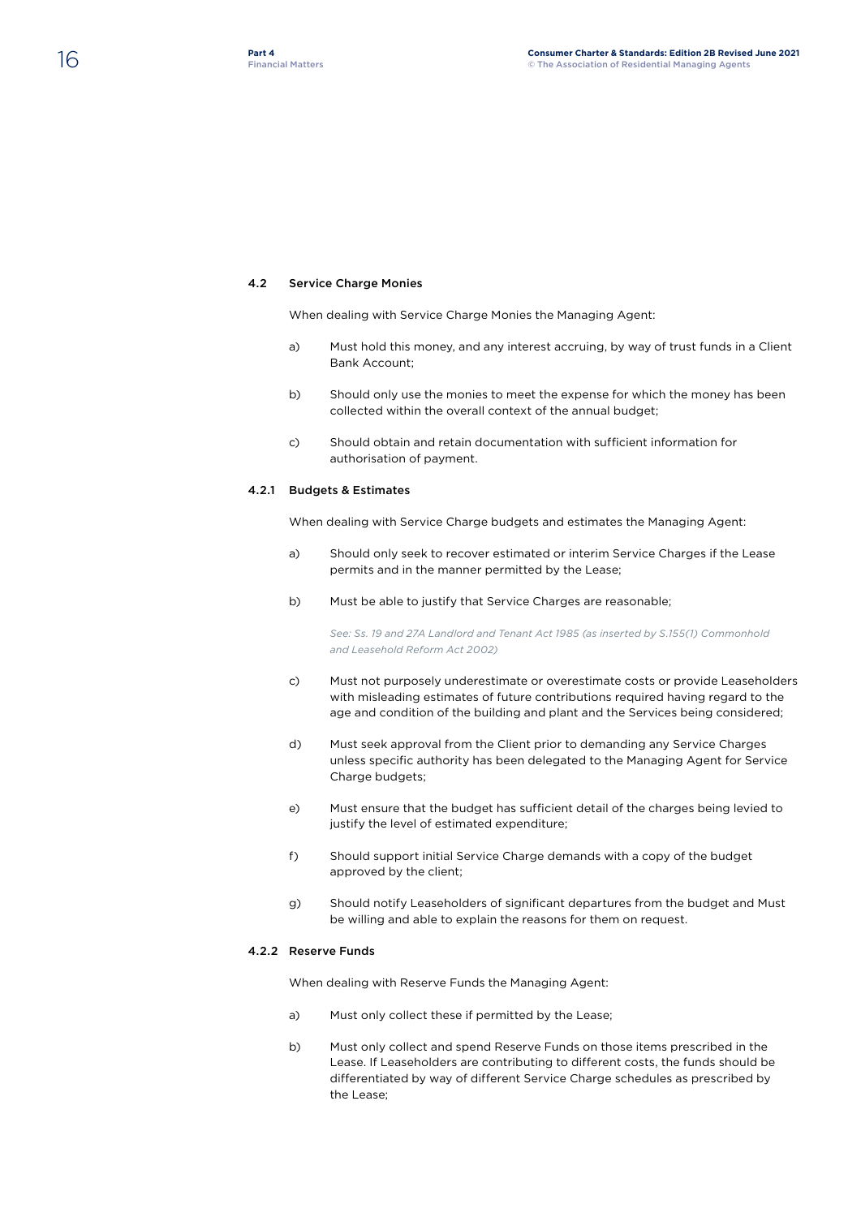### 4.2 Service Charge Monies

When dealing with Service Charge Monies the Managing Agent:

a) Must hold this money, and any interest accruing, by way of trust funds in a Client Bank Account;

b) Should only use the monies to meet the expense for which the money has been collected within the overall context of the annual budget;

c) Should obtain and retain documentation with sufficient information for authorisation of payment.

#### 4.2.1 Budgets & Estimates

When dealing with Service Charge budgets and estimates the Managing Agent:

a) Should only seek to recover estimated or interim Service Charges if the Lease permits and in the manner permitted by the Lease;

b) Must be able to justify that Service Charges are reasonable;

*See: Ss. 19 and 27A Landlord and Tenant Act 1985 (as inserted by S.155(1) Commonhold and Leasehold Reform Act 2002)*

c) Must not purposely underestimate or overestimate costs or provide Leaseholders with misleading estimates of future contributions required having regard to the age and condition of the building and plant and the Services being considered;

d) Must seek approval from the Client prior to demanding any Service Charges unless specific authority has been delegated to the Managing Agent for Service Charge budgets;

e) Must ensure that the budget has sufficient detail of the charges being levied to justify the level of estimated expenditure;

f) Should support initial Service Charge demands with a copy of the budget approved by the client;

g) Should notify Leaseholders of significant departures from the budget and Must be willing and able to explain the reasons for them on request.

#### 4.2.2 Reserve Funds

When dealing with Reserve Funds the Managing Agent:

a) Must only collect these if permitted by the Lease;

b) Must only collect and spend Reserve Funds on those items prescribed in the Lease. If Leaseholders are contributing to different costs, the funds should be differentiated by way of different Service Charge schedules as prescribed by the Lease;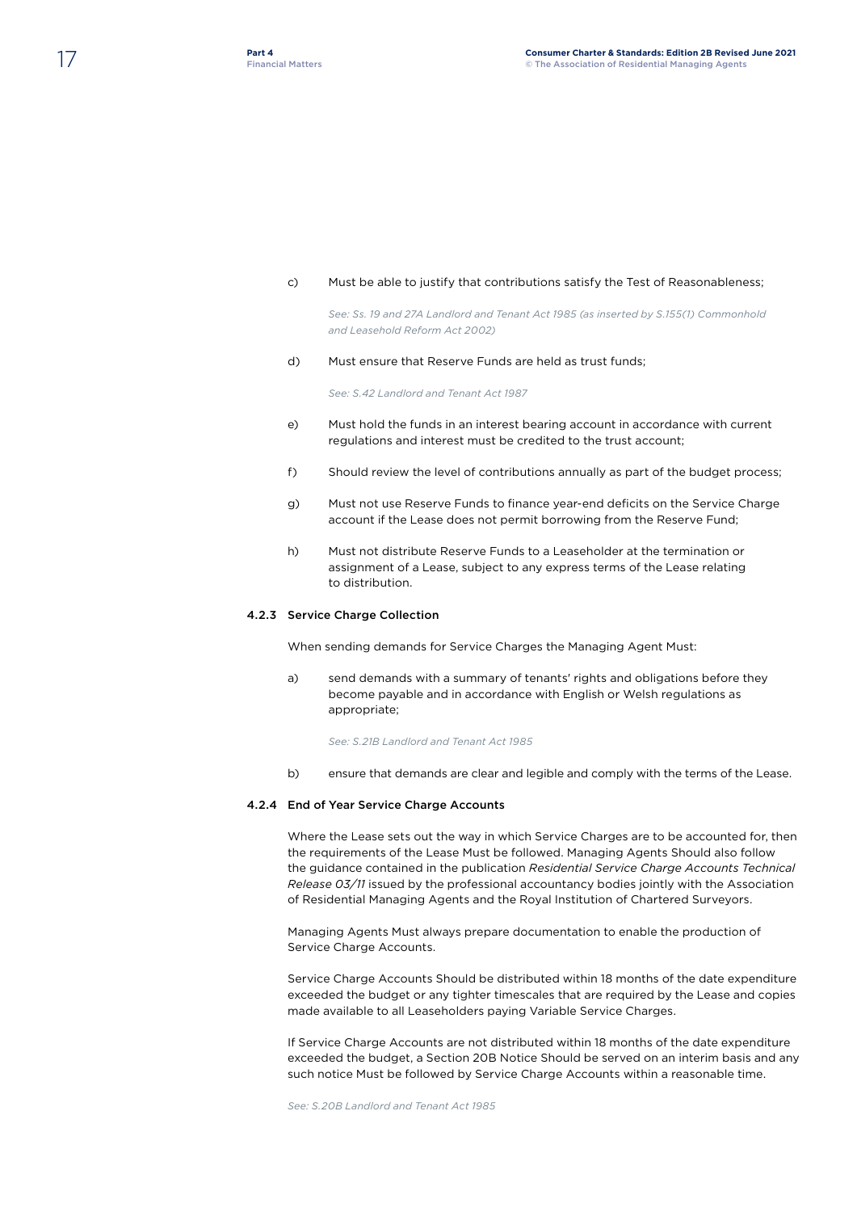c) Must be able to justify that contributions satisfy the Test of Reasonableness;

*See: Ss. 19 and 27A Landlord and Tenant Act 1985 (as inserted by S.155(1) Commonhold and Leasehold Reform Act 2002)*

d) Must ensure that Reserve Funds are held as trust funds;

*See: S.42 Landlord and Tenant Act 1987*

e) Must hold the funds in an interest bearing account in accordance with current regulations and interest must be credited to the trust account;

f) Should review the level of contributions annually as part of the budget process;

g) Must not use Reserve Funds to finance year-end deficits on the Service Charge account if the Lease does not permit borrowing from the Reserve Fund;

h) Must not distribute Reserve Funds to a Leaseholder at the termination or assignment of a Lease, subject to any express terms of the Lease relating to distribution.

### 4.2.3 Service Charge Collection

When sending demands for Service Charges the Managing Agent Must:

a) send demands with a summary of tenants' rights and obligations before they become payable and in accordance with English or Welsh regulations as appropriate;

*See: S.21B Landlord and Tenant Act 1985*

b) ensure that demands are clear and legible and comply with the terms of the Lease.

### 4.2.4 End of Year Service Charge Accounts

Where the Lease sets out the way in which Service Charges are to be accounted for, then the requirements of the Lease Must be followed. Managing Agents Should also follow the guidance contained in the publication *Residential Service Charge Accounts Technical Release 03/11* issued by the professional accountancy bodies jointly with the Association of Residential Managing Agents and the Royal Institution of Chartered Surveyors.

Managing Agents Must always prepare documentation to enable the production of Service Charge Accounts.

Service Charge Accounts Should be distributed within 18 months of the date expenditure exceeded the budget or any tighter timescales that are required by the Lease and copies made available to all Leaseholders paying Variable Service Charges.

If Service Charge Accounts are not distributed within 18 months of the date expenditure exceeded the budget, a Section 20B Notice Should be served on an interim basis and any such notice Must be followed by Service Charge Accounts within a reasonable time.

*See: S.20B Landlord and Tenant Act 1985*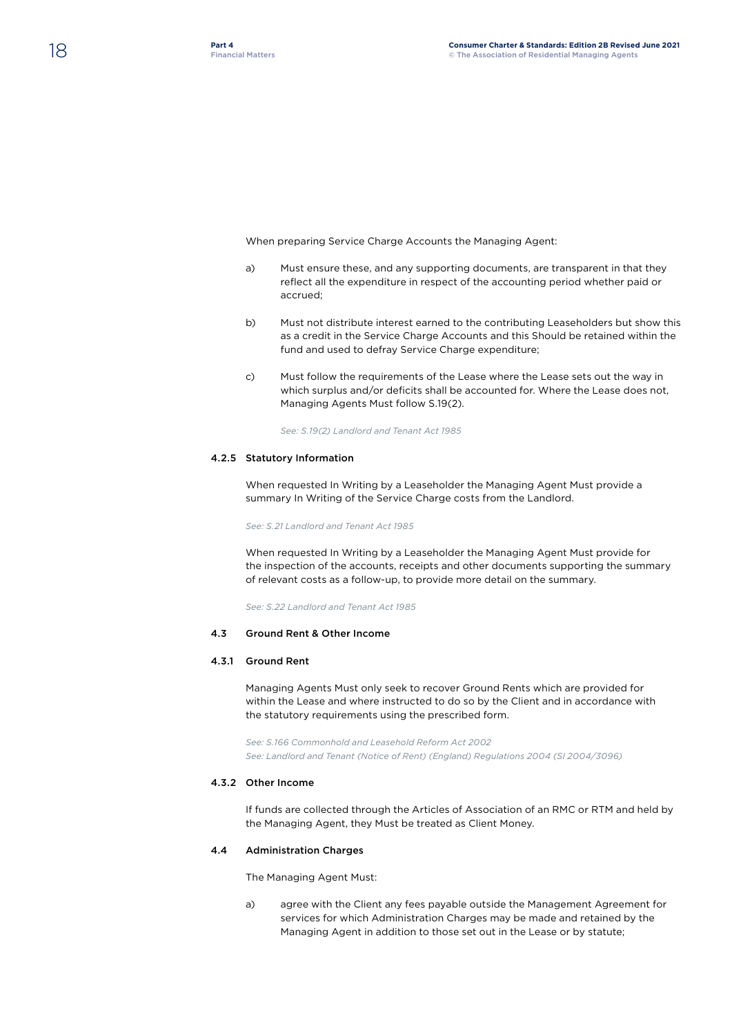When preparing Service Charge Accounts the Managing Agent:

a) Must ensure these, and any supporting documents, are transparent in that they reflect all the expenditure in respect of the accounting period whether paid or accrued;

b) Must not distribute interest earned to the contributing Leaseholders but show this as a credit in the Service Charge Accounts and this Should be retained within the fund and used to defray Service Charge expenditure;

c) Must follow the requirements of the Lease where the Lease sets out the way in which surplus and/or deficits shall be accounted for. Where the Lease does not, Managing Agents Must follow S.19(2).

*See: S.19(2) Landlord and Tenant Act 1985*

### 4.2.5 Statutory Information

When requested In Writing by a Leaseholder the Managing Agent Must provide a summary In Writing of the Service Charge costs from the Landlord.

*See: S.21 Landlord and Tenant Act 1985*

When requested In Writing by a Leaseholder the Managing Agent Must provide for the inspection of the accounts, receipts and other documents supporting the summary of relevant costs as a follow-up, to provide more detail on the summary.

*See: S.22 Landlord and Tenant Act 1985*

## 4.3 Ground Rent & Other Income

### 4.3.1 Ground Rent

Managing Agents Must only seek to recover Ground Rents which are provided for within the Lease and where instructed to do so by the Client and in accordance with the statutory requirements using the prescribed form.

*See: S.166 Commonhold and Leasehold Reform Act 2002*
*See: Landlord and Tenant (Notice of Rent) (England) Regulations 2004 (SI 2004/3096)*

### 4.3.2 Other Income

If funds are collected through the Articles of Association of an RMC or RTM and held by the Managing Agent, they Must be treated as Client Money.

## 4.4 Administration Charges

The Managing Agent Must:

a) agree with the Client any fees payable outside the Management Agreement for services for which Administration Charges may be made and retained by the Managing Agent in addition to those set out in the Lease or by statute;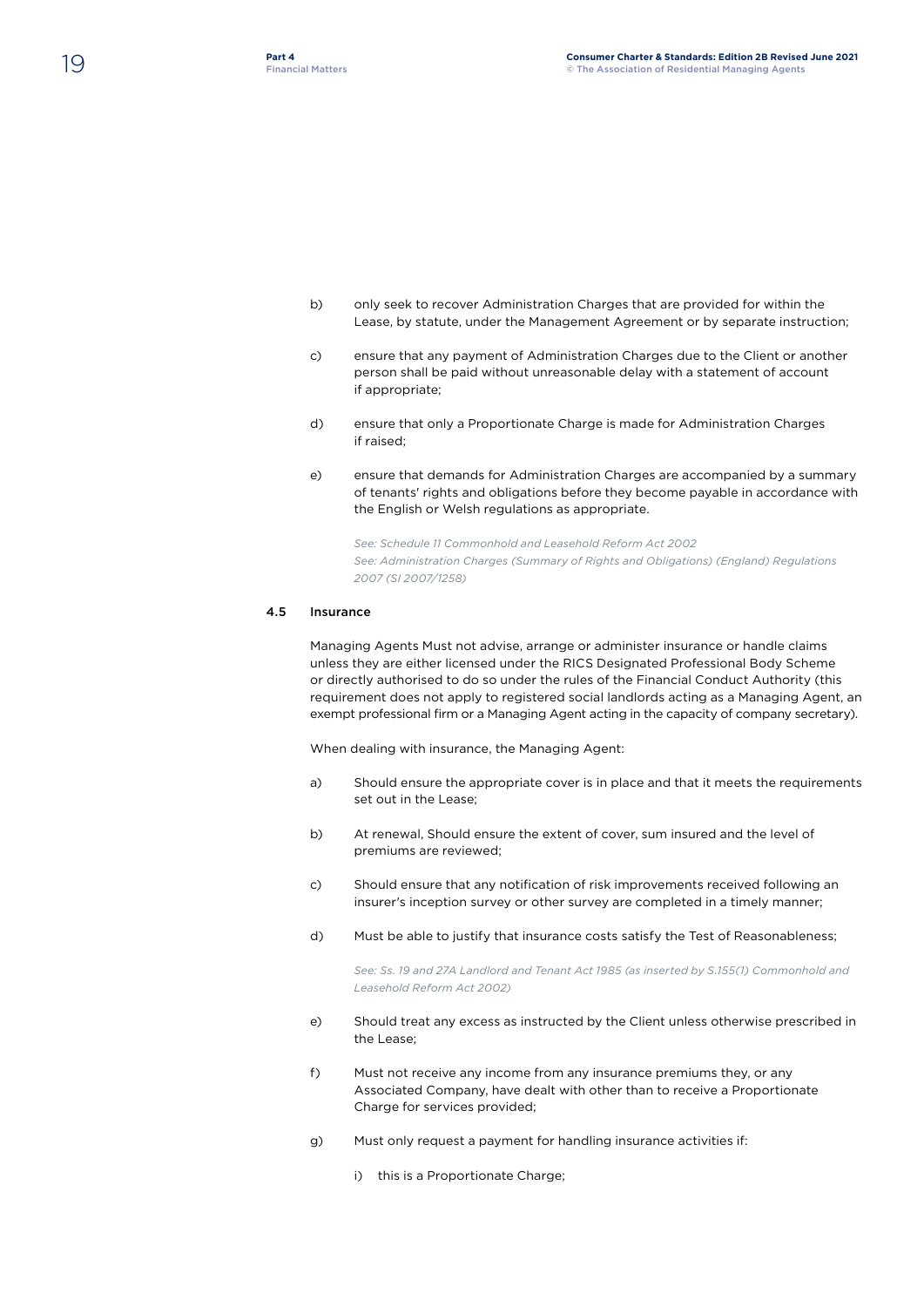b) only seek to recover Administration Charges that are provided for within the Lease, by statute, under the Management Agreement or by separate instruction;

c) ensure that any payment of Administration Charges due to the Client or another person shall be paid without unreasonable delay with a statement of account if appropriate;

d) ensure that only a Proportionate Charge is made for Administration Charges if raised;

e) ensure that demands for Administration Charges are accompanied by a summary of tenants' rights and obligations before they become payable in accordance with the English or Welsh regulations as appropriate.

*See: Schedule 11 Commonhold and Leasehold Reform Act 2002*
*See: Administration Charges (Summary of Rights and Obligations) (England) Regulations 2007 (SI 2007/1258)*

### 4.5 Insurance

Managing Agents Must not advise, arrange or administer insurance or handle claims unless they are either licensed under the RICS Designated Professional Body Scheme or directly authorised to do so under the rules of the Financial Conduct Authority (this requirement does not apply to registered social landlords acting as a Managing Agent, an exempt professional firm or a Managing Agent acting in the capacity of company secretary).

When dealing with insurance, the Managing Agent:

a) Should ensure the appropriate cover is in place and that it meets the requirements set out in the Lease;

b) At renewal, Should ensure the extent of cover, sum insured and the level of premiums are reviewed;

c) Should ensure that any notification of risk improvements received following an insurer's inception survey or other survey are completed in a timely manner;

d) Must be able to justify that insurance costs satisfy the Test of Reasonableness;

*See: Ss. 19 and 27A Landlord and Tenant Act 1985 (as inserted by S.155(1) Commonhold and Leasehold Reform Act 2002)*

e) Should treat any excess as instructed by the Client unless otherwise prescribed in the Lease;

f) Must not receive any income from any insurance premiums they, or any Associated Company, have dealt with other than to receive a Proportionate Charge for services provided;

g) Must only request a payment for handling insurance activities if:

i) this is a Proportionate Charge;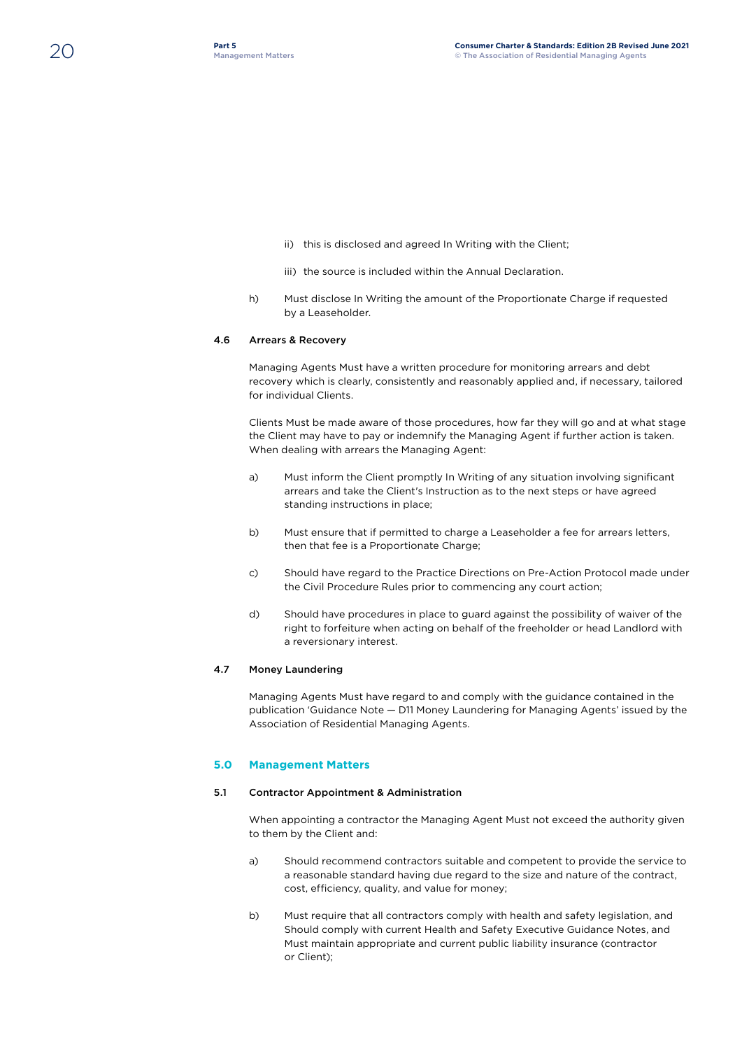ii) this is disclosed and agreed In Writing with the Client;

iii) the source is included within the Annual Declaration.

h) Must disclose In Writing the amount of the Proportionate Charge if requested by a Leaseholder.

### 4.6 Arrears & Recovery

Managing Agents Must have a written procedure for monitoring arrears and debt recovery which is clearly, consistently and reasonably applied and, if necessary, tailored for individual Clients.

Clients Must be made aware of those procedures, how far they will go and at what stage the Client may have to pay or indemnify the Managing Agent if further action is taken. When dealing with arrears the Managing Agent:

a) Must inform the Client promptly In Writing of any situation involving significant arrears and take the Client's Instruction as to the next steps or have agreed standing instructions in place;

b) Must ensure that if permitted to charge a Leaseholder a fee for arrears letters, then that fee is a Proportionate Charge;

c) Should have regard to the Practice Directions on Pre-Action Protocol made under the Civil Procedure Rules prior to commencing any court action;

d) Should have procedures in place to guard against the possibility of waiver of the right to forfeiture when acting on behalf of the freeholder or head Landlord with a reversionary interest.

### 4.7 Money Laundering

Managing Agents Must have regard to and comply with the guidance contained in the publication 'Guidance Note — D11 Money Laundering for Managing Agents' issued by the Association of Residential Managing Agents.

## 5.0 Management Matters

### 5.1 Contractor Appointment & Administration

When appointing a contractor the Managing Agent Must not exceed the authority given to them by the Client and:

a) Should recommend contractors suitable and competent to provide the service to a reasonable standard having due regard to the size and nature of the contract, cost, efficiency, quality, and value for money;

b) Must require that all contractors comply with health and safety legislation, and Should comply with current Health and Safety Executive Guidance Notes, and Must maintain appropriate and current public liability insurance (contractor or Client);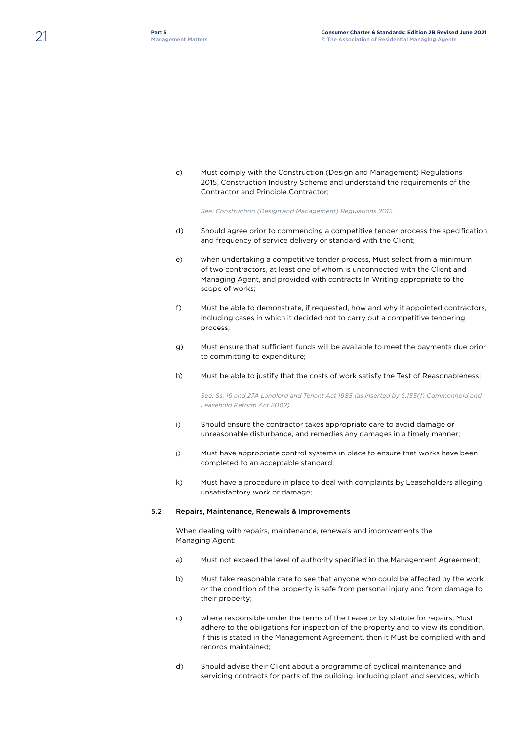c) Must comply with the Construction (Design and Management) Regulations 2015, Construction Industry Scheme and understand the requirements of the Contractor and Principle Contractor;

*See: Construction (Design and Management) Regulations 2015*

d) Should agree prior to commencing a competitive tender process the specification and frequency of service delivery or standard with the Client;

e) when undertaking a competitive tender process, Must select from a minimum of two contractors, at least one of whom is unconnected with the Client and Managing Agent, and provided with contracts In Writing appropriate to the scope of works;

f) Must be able to demonstrate, if requested, how and why it appointed contractors, including cases in which it decided not to carry out a competitive tendering process;

g) Must ensure that sufficient funds will be available to meet the payments due prior to committing to expenditure;

h) Must be able to justify that the costs of work satisfy the Test of Reasonableness;

*See: Ss. 19 and 27A Landlord and Tenant Act 1985 (as inserted by S.155(1) Commonhold and Leasehold Reform Act 2002)*

i) Should ensure the contractor takes appropriate care to avoid damage or unreasonable disturbance, and remedies any damages in a timely manner;

j) Must have appropriate control systems in place to ensure that works have been completed to an acceptable standard;

k) Must have a procedure in place to deal with complaints by Leaseholders alleging unsatisfactory work or damage;

### 5.2 Repairs, Maintenance, Renewals & Improvements

When dealing with repairs, maintenance, renewals and improvements the Managing Agent:

a) Must not exceed the level of authority specified in the Management Agreement;

b) Must take reasonable care to see that anyone who could be affected by the work or the condition of the property is safe from personal injury and from damage to their property;

c) where responsible under the terms of the Lease or by statute for repairs, Must adhere to the obligations for inspection of the property and to view its condition. If this is stated in the Management Agreement, then it Must be complied with and records maintained;

d) Should advise their Client about a programme of cyclical maintenance and servicing contracts for parts of the building, including plant and services, which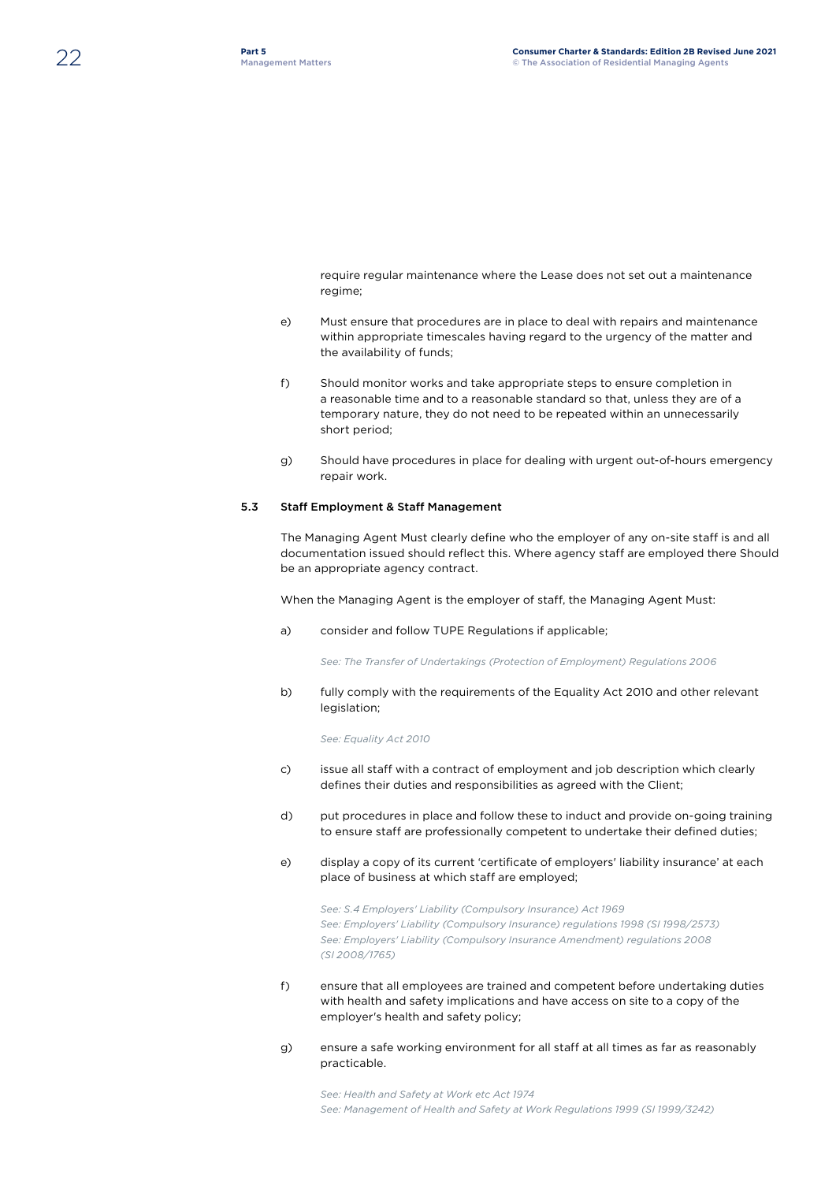require regular maintenance where the Lease does not set out a maintenance regime;

e) Must ensure that procedures are in place to deal with repairs and maintenance within appropriate timescales having regard to the urgency of the matter and the availability of funds;

f) Should monitor works and take appropriate steps to ensure completion in a reasonable time and to a reasonable standard so that, unless they are of a temporary nature, they do not need to be repeated within an unnecessarily short period;

g) Should have procedures in place for dealing with urgent out-of-hours emergency repair work.

### 5.3 Staff Employment & Staff Management

The Managing Agent Must clearly define who the employer of any on-site staff is and all documentation issued should reflect this. Where agency staff are employed there Should be an appropriate agency contract.

When the Managing Agent is the employer of staff, the Managing Agent Must:

a) consider and follow TUPE Regulations if applicable;

*See: The Transfer of Undertakings (Protection of Employment) Regulations 2006*

b) fully comply with the requirements of the Equality Act 2010 and other relevant legislation;

*See: Equality Act 2010*

c) issue all staff with a contract of employment and job description which clearly defines their duties and responsibilities as agreed with the Client;

d) put procedures in place and follow these to induct and provide on-going training to ensure staff are professionally competent to undertake their defined duties;

e) display a copy of its current 'certificate of employers' liability insurance' at each place of business at which staff are employed;

*See: S.4 Employers' Liability (Compulsory Insurance) Act 1969*
*See: Employers' Liability (Compulsory Insurance) regulations 1998 (SI 1998/2573)*
*See: Employers' Liability (Compulsory Insurance Amendment) regulations 2008 (SI 2008/1765)*

f) ensure that all employees are trained and competent before undertaking duties with health and safety implications and have access on site to a copy of the employer's health and safety policy;

g) ensure a safe working environment for all staff at all times as far as reasonably practicable.

*See: Health and Safety at Work etc Act 1974*
*See: Management of Health and Safety at Work Regulations 1999 (SI 1999/3242)*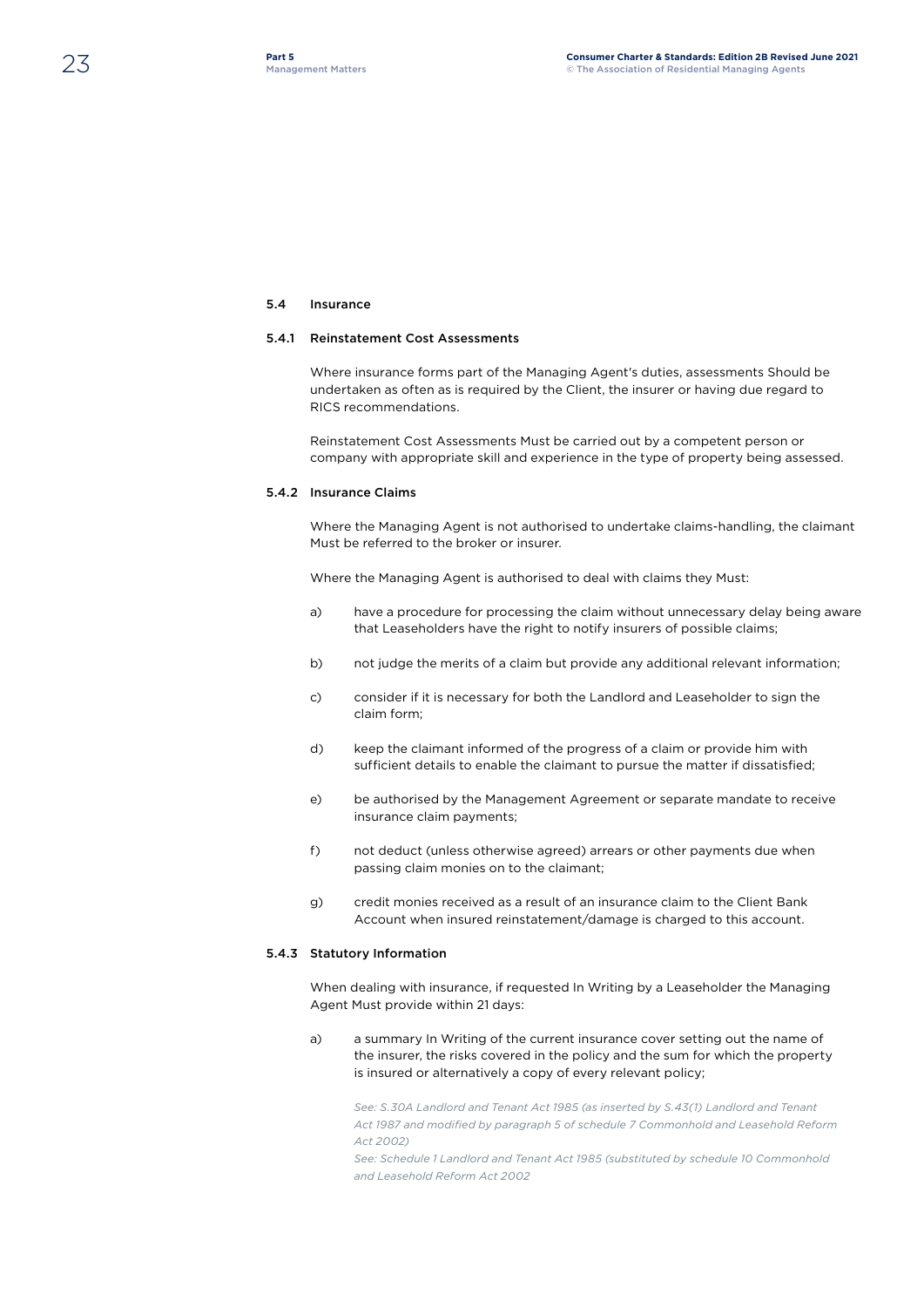## 5.4 Insurance

### 5.4.1 Reinstatement Cost Assessments

Where insurance forms part of the Managing Agent's duties, assessments Should be undertaken as often as is required by the Client, the insurer or having due regard to RICS recommendations.

Reinstatement Cost Assessments Must be carried out by a competent person or company with appropriate skill and experience in the type of property being assessed.

### 5.4.2 Insurance Claims

Where the Managing Agent is not authorised to undertake claims-handling, the claimant Must be referred to the broker or insurer.

Where the Managing Agent is authorised to deal with claims they Must:

a) have a procedure for processing the claim without unnecessary delay being aware that Leaseholders have the right to notify insurers of possible claims;

b) not judge the merits of a claim but provide any additional relevant information;

c) consider if it is necessary for both the Landlord and Leaseholder to sign the claim form;

d) keep the claimant informed of the progress of a claim or provide him with sufficient details to enable the claimant to pursue the matter if dissatisfied;

e) be authorised by the Management Agreement or separate mandate to receive insurance claim payments;

f) not deduct (unless otherwise agreed) arrears or other payments due when passing claim monies on to the claimant;

g) credit monies received as a result of an insurance claim to the Client Bank Account when insured reinstatement/damage is charged to this account.

### 5.4.3 Statutory Information

When dealing with insurance, if requested In Writing by a Leaseholder the Managing Agent Must provide within 21 days:

a) a summary In Writing of the current insurance cover setting out the name of the insurer, the risks covered in the policy and the sum for which the property is insured or alternatively a copy of every relevant policy;

*See: S.30A Landlord and Tenant Act 1985 (as inserted by S.43(1) Landlord and Tenant Act 1987 and modified by paragraph 5 of schedule 7 Commonhold and Leasehold Reform Act 2002)*
*See: Schedule 1 Landlord and Tenant Act 1985 (substituted by schedule 10 Commonhold and Leasehold Reform Act 2002*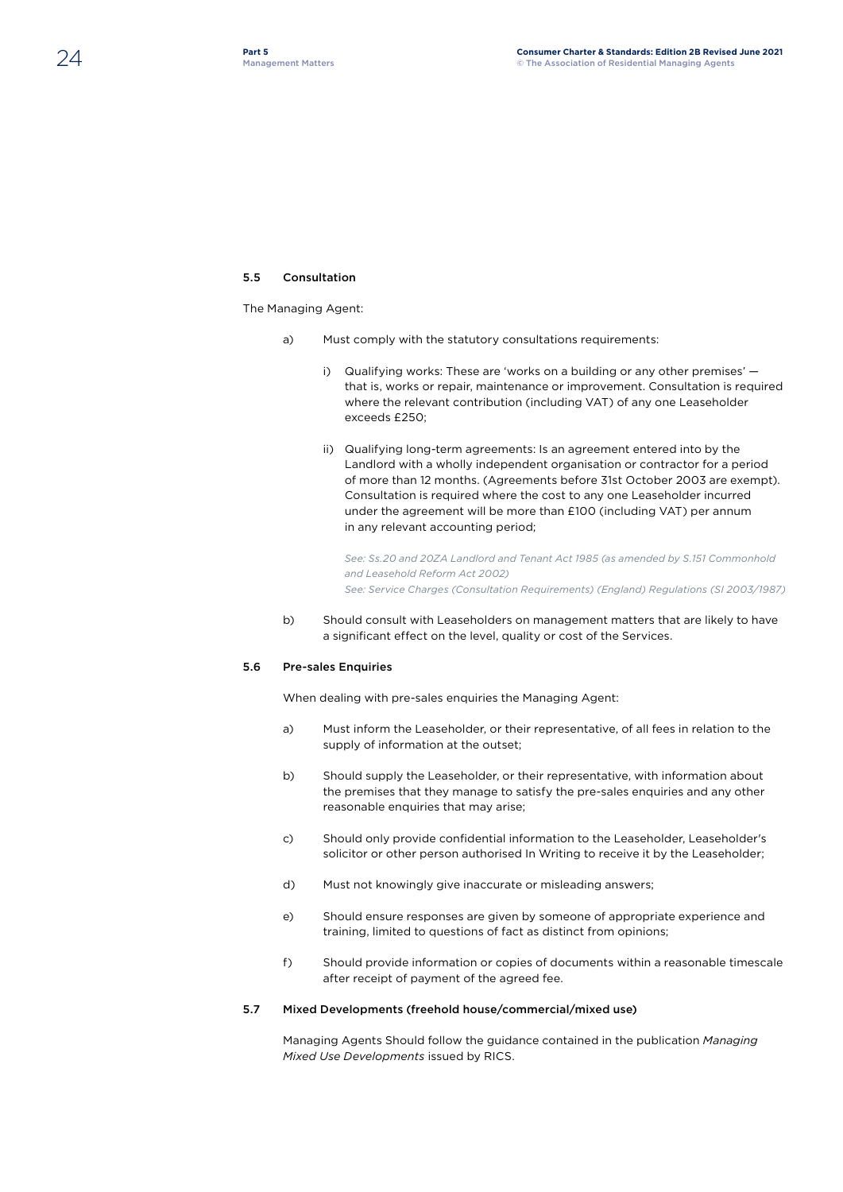### 5.5 Consultation

The Managing Agent:

a) Must comply with the statutory consultations requirements:

   i) Qualifying works: These are 'works on a building or any other premises' — that is, works or repair, maintenance or improvement. Consultation is required where the relevant contribution (including VAT) of any one Leaseholder exceeds £250;

   ii) Qualifying long-term agreements: Is an agreement entered into by the Landlord with a wholly independent organisation or contractor for a period of more than 12 months. (Agreements before 31st October 2003 are exempt). Consultation is required where the cost to any one Leaseholder incurred under the agreement will be more than £100 (including VAT) per annum in any relevant accounting period;

   *See: Ss.20 and 20ZA Landlord and Tenant Act 1985 (as amended by S.151 Commonhold and Leasehold Reform Act 2002)*
   *See: Service Charges (Consultation Requirements) (England) Regulations (SI 2003/1987)*

b) Should consult with Leaseholders on management matters that are likely to have a significant effect on the level, quality or cost of the Services.

### 5.6 Pre-sales Enquiries

When dealing with pre-sales enquiries the Managing Agent:

a) Must inform the Leaseholder, or their representative, of all fees in relation to the supply of information at the outset;

b) Should supply the Leaseholder, or their representative, with information about the premises that they manage to satisfy the pre-sales enquiries and any other reasonable enquiries that may arise;

c) Should only provide confidential information to the Leaseholder, Leaseholder's solicitor or other person authorised In Writing to receive it by the Leaseholder;

d) Must not knowingly give inaccurate or misleading answers;

e) Should ensure responses are given by someone of appropriate experience and training, limited to questions of fact as distinct from opinions;

f) Should provide information or copies of documents within a reasonable timescale after receipt of payment of the agreed fee.

### 5.7 Mixed Developments (freehold house/commercial/mixed use)

Managing Agents Should follow the guidance contained in the publication *Managing Mixed Use Developments* issued by RICS.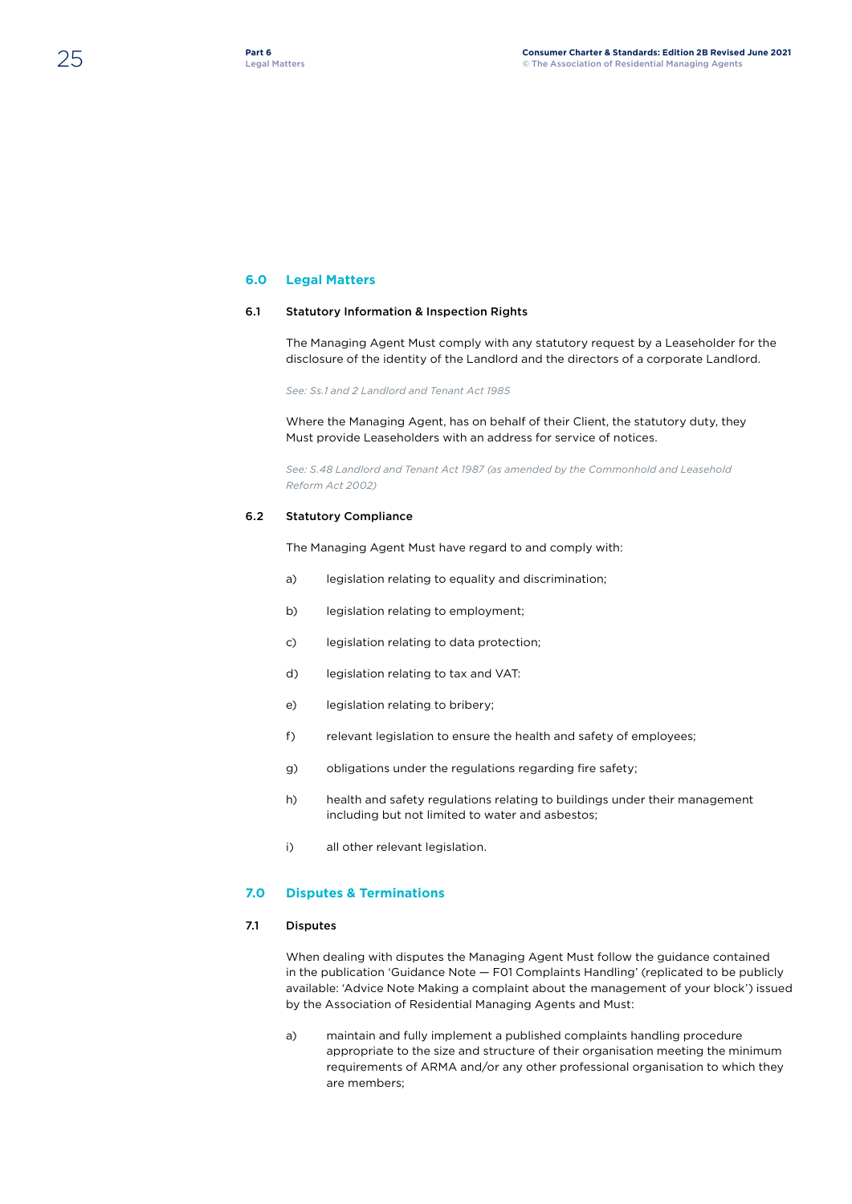## 6.0 Legal Matters

### 6.1 Statistory Information & Inspection Rights

The Managing Agent Must comply with any statutory request by a Leaseholder for the disclosure of the identity of the Landlord and the directors of a corporate Landlord.

*See: Ss.1 and 2 Landlord and Tenant Act 1985*

Where the Managing Agent, has on behalf of their Client, the statutory duty, they Must provide Leaseholders with an address for service of notices.

*See: S.48 Landlord and Tenant Act 1987 (as amended by the Commonhold and Leasehold Reform Act 2002)*

### 6.2 Statutory Compliance

The Managing Agent Must have regard to and comply with:

a) legislation relating to equality and discrimination;

b) legislation relating to employment;

c) legislation relating to data protection;

d) legislation relating to tax and VAT:

e) legislation relating to bribery;

f) relevant legislation to ensure the health and safety of employees;

g) obligations under the regulations regarding fire safety;

h) health and safety regulations relating to buildings under their management including but not limited to water and asbestos;

i) all other relevant legislation.

## 7.0 Disputes & Terminations

### 7.1 Disputes

When dealing with disputes the Managing Agent Must follow the guidance contained in the publication 'Guidance Note — F01 Complaints Handling' (replicated to be publicly available: 'Advice Note Making a complaint about the management of your block') issued by the Association of Residential Managing Agents and Must:

a) maintain and fully implement a published complaints handling procedure appropriate to the size and structure of their organisation meeting the minimum requirements of ARMA and/or any other professional organisation to which they are members;

## 6.0 Legal Matters

### 6.1 Statutory Information & Inspection Rights

The Managing Agent Must comply with any statutory request by a Leaseholder for the disclosure of the identity of the Landlord and the directors of a corporate Landlord.

*See: Ss.1 and 2 Landlord and Tenant Act 1985*

Where the Managing Agent, has on behalf of their Client, the statutory duty, they Must provide Leaseholders with an address for service of notices.

*See: S.48 Landlord and Tenant Act 1987 (as amended by the Commonhold and Leasehold Reform Act 2002)*

### 6.2 Statutory Compliance

The Managing Agent Must have regard to and comply with:

a) legislation relating to equality and discrimination;

b) legislation relating to employment;

c) legislation relating to data protection;

d) legislation relating to tax and VAT:

e) legislation relating to bribery;

f) relevant legislation to ensure the health and safety of employees;

g) obligations under the regulations regarding fire safety;

h) health and safety regulations relating to buildings under their management including but not limited to water and asbestos;

i) all other relevant legislation.

## 7.0 Disputes & Terminations

### 7.1 Disputes

When dealing with disputes the Managing Agent Must follow the guidance contained in the publication 'Guidance Note — F01 Complaints Handling' (replicated to be publicly available: 'Advice Note Making a complaint about the management of your block') issued by the Association of Residential Managing Agents and Must:

a) maintain and fully implement a published complaints handling procedure appropriate to the size and structure of their organisation meeting the minimum requirements of ARMA and/or any other professional organisation to which they are members;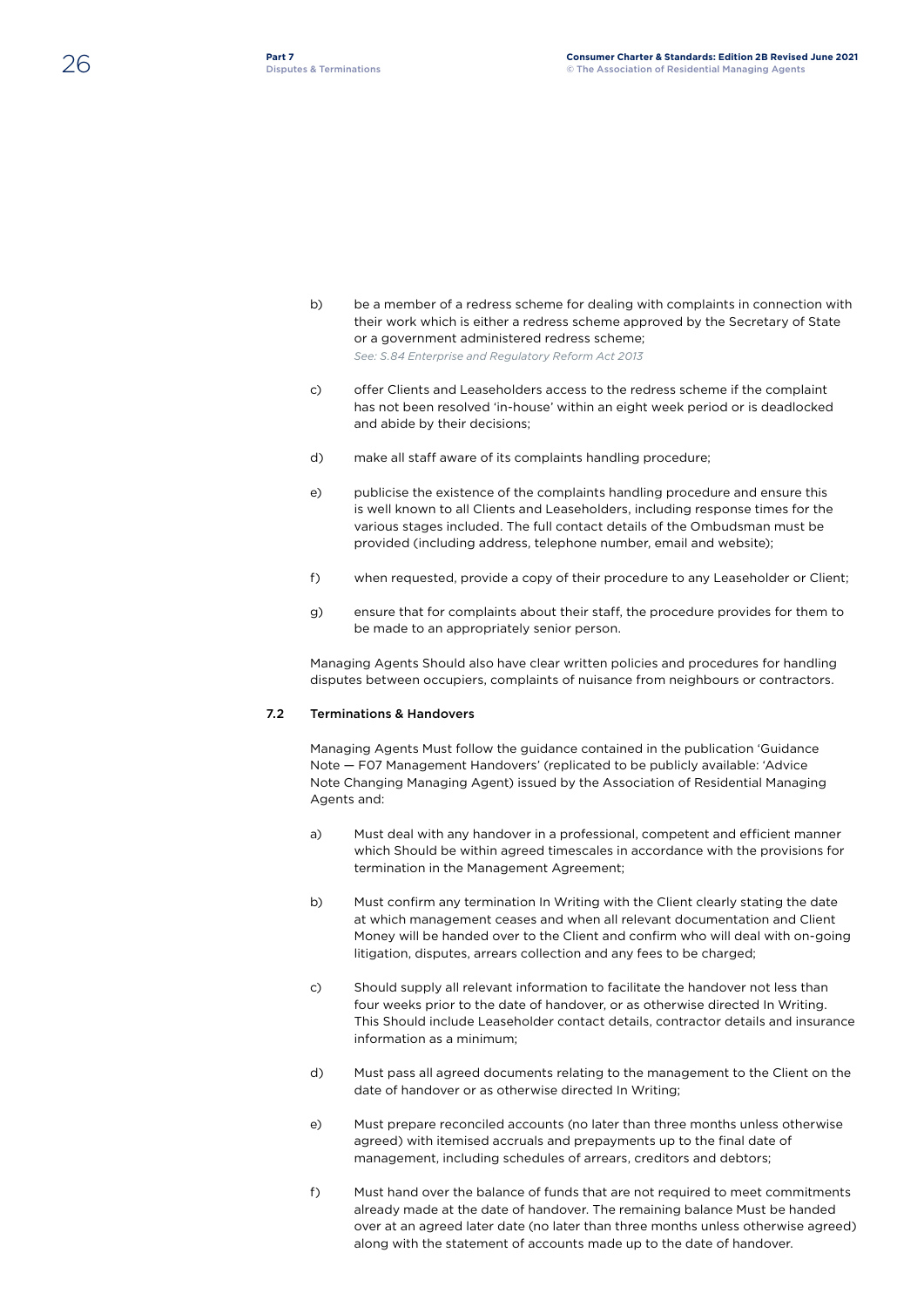b) be a member of a redress scheme for dealing with complaints in connection with their work which is either a redress scheme approved by the Secretary of State or a government administered redress scheme;
*See: S.84 Enterprise and Regulatory Reform Act 2013*

c) offer Clients and Leaseholders access to the redress scheme if the complaint has not been resolved 'in-house' within an eight week period or is deadlocked and abide by their decisions;

d) make all staff aware of its complaints handling procedure;

e) publicise the existence of the complaints handling procedure and ensure this is well known to all Clients and Leaseholders, including response times for the various stages included. The full contact details of the Ombudsman must be provided (including address, telephone number, email and website);

f) when requested, provide a copy of their procedure to any Leaseholder or Client;

g) ensure that for complaints about their staff, the procedure provides for them to be made to an appropriately senior person.

Managing Agents Should also have clear written policies and procedures for handling disputes between occupiers, complaints of nuisance from neighbours or contractors.

### 7.2 Terminations & Handovers

Managing Agents Must follow the guidance contained in the publication 'Guidance Note — F07 Management Handovers' (replicated to be publicly available: 'Advice Note Changing Managing Agent) issued by the Association of Residential Managing Agents and:

a) Must deal with any handover in a professional, competent and efficient manner which Should be within agreed timescales in accordance with the provisions for termination in the Management Agreement;

b) Must confirm any termination In Writing with the Client clearly stating the date at which management ceases and when all relevant documentation and Client Money will be handed over to the Client and confirm who will deal with on-going litigation, disputes, arrears collection and any fees to be charged;

c) Should supply all relevant information to facilitate the handover not less than four weeks prior to the date of handover, or as otherwise directed In Writing. This Should include Leaseholder contact details, contractor details and insurance information as a minimum;

d) Must pass all agreed documents relating to the management to the Client on the date of handover or as otherwise directed In Writing;

e) Must prepare reconciled accounts (no later than three months unless otherwise agreed) with itemised accruals and prepayments up to the final date of management, including schedules of arrears, creditors and debtors;

f) Must hand over the balance of funds that are not required to meet commitments already made at the date of handover. The remaining balance Must be handed over at an agreed later date (no later than three months unless otherwise agreed) along with the statement of accounts made up to the date of handover.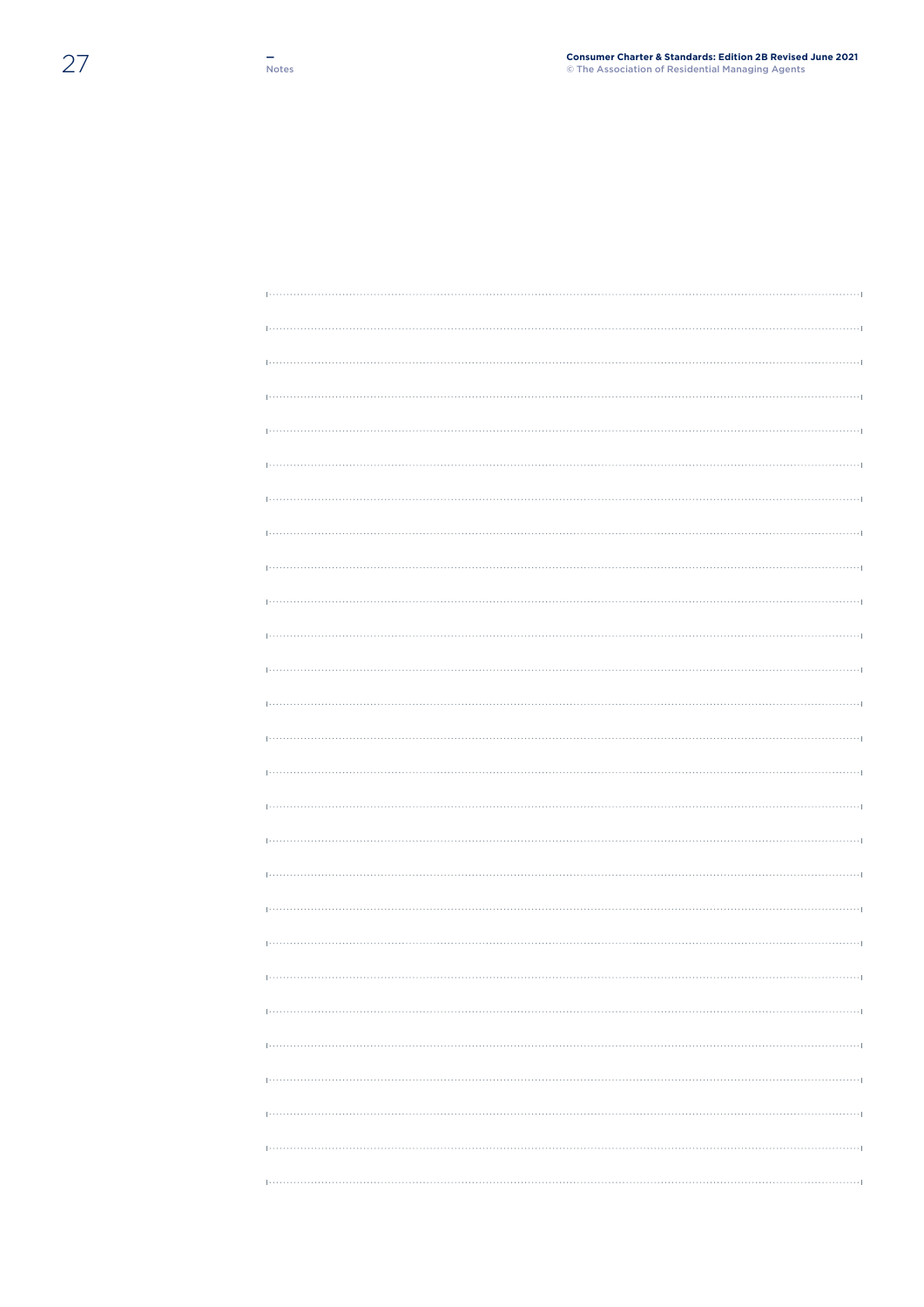## Notes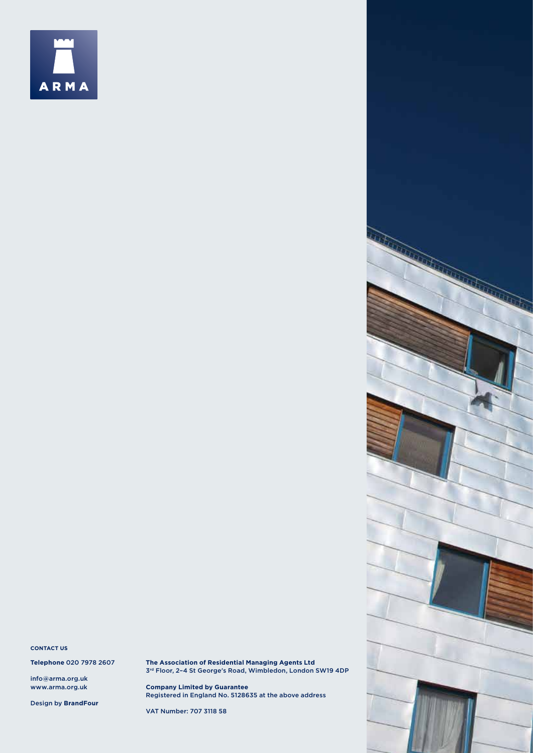ARMA

**CONTACT US**

**Telephone** 020 7978 2607

info@arma.org.uk
www.arma.org.uk

Design by **BrandFour**

**The Association of Residential Managing Agents Ltd**
3rd Floor, 2–4 St George's Road, Wimbledon, London SW19 4DP

**Company Limited by Guarantee**
Registered in England No. 5128635 at the above address

VAT Number: 707 3118 58